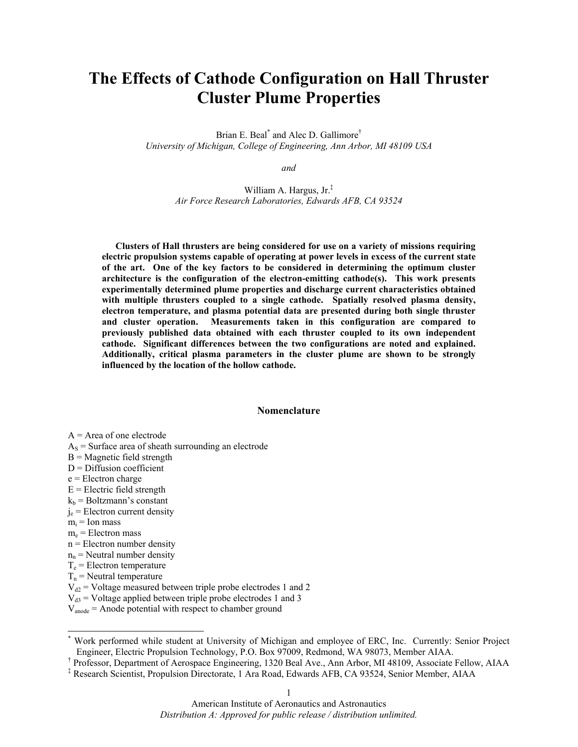# The Effects of Cathode Configuration on Hall Thruster Cluster Plume Properties

Brian E. Beal[*] and Alec D. Gallimore[†]
*University of Michigan, College of Engineering, Ann Arbor, MI 48109 USA*

*and*

William A. Hargus, Jr.[‡]
*Air Force Research Laboratories, Edwards AFB, CA 93524*

**Clusters of Hall thrusters are being considered for use on a variety of missions requiring electric propulsion systems capable of operating at power levels in excess of the current state of the art. One of the key factors to be considered in determining the optimum cluster architecture is the configuration of the electron-emitting cathode(s). This work presents experimentally determined plume properties and discharge current characteristics obtained with multiple thrusters coupled to a single cathode. Spatially resolved plasma density, electron temperature, and plasma potential data are presented during both single thruster and cluster operation. Measurements taken in this configuration are compared to previously published data obtained with each thruster coupled to its own independent cathode. Significant differences between the two configurations are noted and explained. Additionally, critical plasma parameters in the cluster plume are shown to be strongly influenced by the location of the hollow cathode.**

## Nomenclature

$A$ = Area of one electrode
$A_S$ = Surface area of sheath surrounding an electrode
$B$ = Magnetic field strength
$D$ = Diffusion coefficient
$e$ = Electron charge
$E$ = Electric field strength
$k_b$ = Boltzmann's constant
$j_e$ = Electron current density
$m_i$ = Ion mass
$m_e$ = Electron mass
$n$ = Electron number density
$n_n$ = Neutral number density
$T_e$ = Electron temperature
$T_n$ = Neutral temperature
$V_{d2}$ = Voltage measured between triple probe electrodes 1 and 2
$V_{d3}$ = Voltage applied between triple probe electrodes 1 and 3
$V_{anode}$ = Anode potential with respect to chamber ground

---

[*] Work performed while student at University of Michigan and employee of ERC, Inc. Currently: Senior Project Engineer, Electric Propulsion Technology, P.O. Box 97009, Redmond, WA 98073, Member AIAA.
[†] Professor, Department of Aerospace Engineering, 1320 Beal Ave., Ann Arbor, MI 48109, Associate Fellow, AIAA
[‡] Research Scientist, Propulsion Directorate, 1 Ara Road, Edwards AFB, CA 93524, Senior Member, AIAA

American Institute of Aeronautics and Astronautics
*Distribution A: Approved for public release / distribution unlimited.*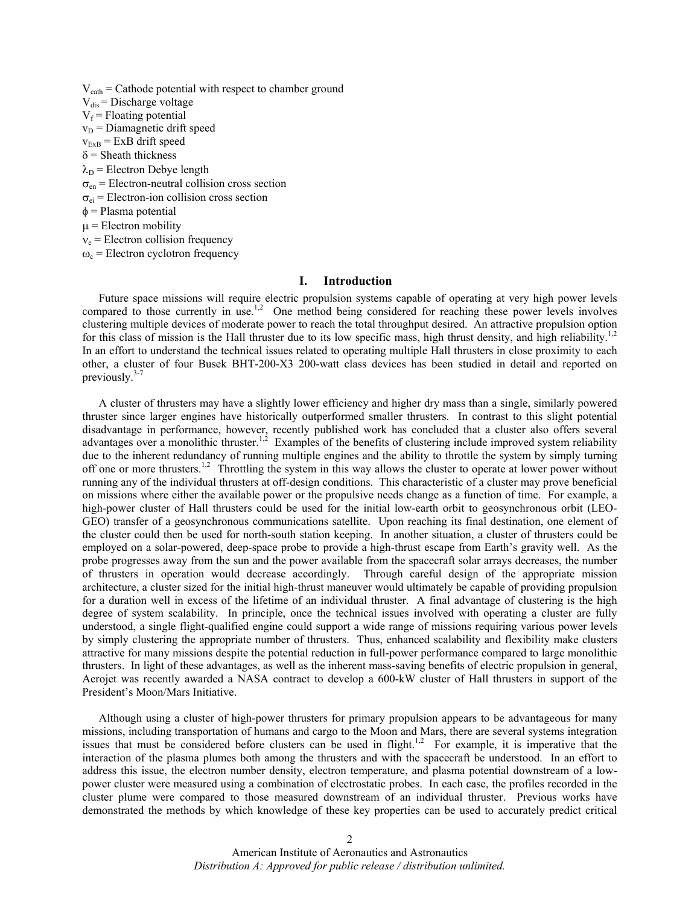$V_{cath}$ = Cathode potential with respect to chamber ground
$V_{dis}$ = Discharge voltage
$V_f$ = Floating potential
$v_D$ = Diamagnetic drift speed
$v_{ExB}$ = ExB drift speed
$\delta$ = Sheath thickness
$\lambda_D$ = Electron Debye length
$\sigma_{en}$ = Electron-neutral collision cross section
$\sigma_{ei}$ = Electron-ion collision cross section
$\phi$ = Plasma potential
$\mu$ = Electron mobility
$\nu_e$ = Electron collision frequency
$\omega_c$ = Electron cyclotron frequency

## I. Introduction

Future space missions will require electric propulsion systems capable of operating at very high power levels compared to those currently in use.[1,2] One method being considered for reaching these power levels involves clustering multiple devices of moderate power to reach the total throughput desired. An attractive propulsion option for this class of mission is the Hall thruster due to its low specific mass, high thrust density, and high reliability.[1,2] In an effort to understand the technical issues related to operating multiple Hall thrusters in close proximity to each other, a cluster of four Busek BHT-200-X3 200-watt class devices has been studied in detail and reported on previously.[3-7]

A cluster of thrusters may have a slightly lower efficiency and higher dry mass than a single, similarly powered thruster since larger engines have historically outperformed smaller thrusters. In contrast to this slight potential disadvantage in performance, however, recently published work has concluded that a cluster also offers several advantages over a monolithic thruster.[1,2] Examples of the benefits of clustering include improved system reliability due to the inherent redundancy of running multiple engines and the ability to throttle the system by simply turning off one or more thrusters.[1,2] Throttling the system in this way allows the cluster to operate at lower power without running any of the individual thrusters at off-design conditions. This characteristic of a cluster may prove beneficial on missions where either the available power or the propulsive needs change as a function of time. For example, a high-power cluster of Hall thrusters could be used for the initial low-earth orbit to geosynchronous orbit (LEO-GEO) transfer of a geosynchronous communications satellite. Upon reaching its final destination, one element of the cluster could then be used for north-south station keeping. In another situation, a cluster of thrusters could be employed on a solar-powered, deep-space probe to provide a high-thrust escape from Earth's gravity well. As the probe progresses away from the sun and the power available from the spacecraft solar arrays decreases, the number of thrusters in operation would decrease accordingly. Through careful design of the appropriate mission architecture, a cluster sized for the initial high-thrust maneuver would ultimately be capable of providing propulsion for a duration well in excess of the lifetime of an individual thruster. A final advantage of clustering is the high degree of system scalability. In principle, once the technical issues involved with operating a cluster are fully understood, a single flight-qualified engine could support a wide range of missions requiring various power levels by simply clustering the appropriate number of thrusters. Thus, enhanced scalability and flexibility make clusters attractive for many missions despite the potential reduction in full-power performance compared to large monolithic thrusters. In light of these advantages, as well as the inherent mass-saving benefits of electric propulsion in general, Aerojet was recently awarded a NASA contract to develop a 600-kW cluster of Hall thrusters in support of the President's Moon/Mars Initiative.

Although using a cluster of high-power thrusters for primary propulsion appears to be advantageous for many missions, including transportation of humans and cargo to the Moon and Mars, there are several systems integration issues that must be considered before clusters can be used in flight.[1,2] For example, it is imperative that the interaction of the plasma plumes both among the thrusters and with the spacecraft be understood. In an effort to address this issue, the electron number density, electron temperature, and plasma potential downstream of a low-power cluster were measured using a combination of electrostatic probes. In each case, the profiles recorded in the cluster plume were compared to those measured downstream of an individual thruster. Previous works have demonstrated the methods by which knowledge of these key properties can be used to accurately predict critical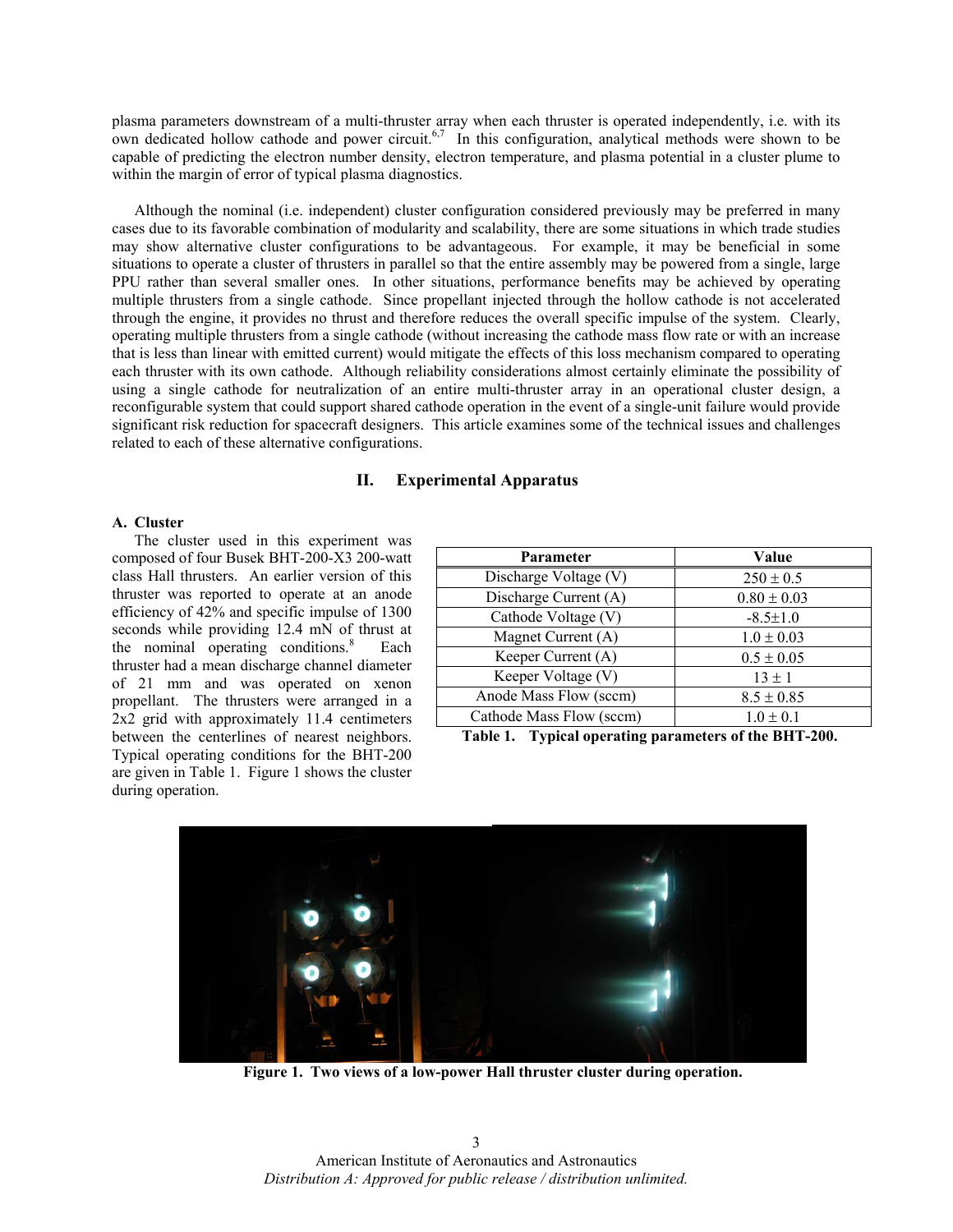plasma parameters downstream of a multi-thruster array when each thruster is operated independently, i.e. with its own dedicated hollow cathode and power circuit.[6,7] In this configuration, analytical methods were shown to be capable of predicting the electron number density, electron temperature, and plasma potential in a cluster plume to within the margin of error of typical plasma diagnostics.

Although the nominal (i.e. independent) cluster configuration considered previously may be preferred in many cases due to its favorable combination of modularity and scalability, there are some situations in which trade studies may show alternative cluster configurations to be advantageous. For example, it may be beneficial in some situations to operate a cluster of thrusters in parallel so that the entire assembly may be powered from a single, large PPU rather than several smaller ones. In other situations, performance benefits may be achieved by operating multiple thrusters from a single cathode. Since propellant injected through the hollow cathode is not accelerated through the engine, it provides no thrust and therefore reduces the overall specific impulse of the system. Clearly, operating multiple thrusters from a single cathode (without increasing the cathode mass flow rate or with an increase that is less than linear with emitted current) would mitigate the effects of this loss mechanism compared to operating each thruster with its own cathode. Although reliability considerations almost certainly eliminate the possibility of using a single cathode for neutralization of an entire multi-thruster array in an operational cluster design, a reconfigurable system that could support shared cathode operation in the event of a single-unit failure would provide significant risk reduction for spacecraft designers. This article examines some of the technical issues and challenges related to each of these alternative configurations.

## II. Experimental Apparatus

### A. Cluster

The cluster used in this experiment was composed of four Busek BHT-200-X3 200-watt class Hall thrusters. An earlier version of this thruster was reported to operate at an anode efficiency of 42% and specific impulse of 1300 seconds while providing 12.4 mN of thrust at the nominal operating conditions.[8] Each thruster had a mean discharge channel diameter of 21 mm and was operated on xenon propellant. The thrusters were arranged in a 2x2 grid with approximately 11.4 centimeters between the centerlines of nearest neighbors. Typical operating conditions for the BHT-200 are given in Table 1. Figure 1 shows the cluster during operation.

| Parameter | Value |
|---|---|
| Discharge Voltage (V) | 250 ± 0.5 |
| Discharge Current (A) | 0.80 ± 0.03 |
| Cathode Voltage (V) | -8.5±1.0 |
| Magnet Current (A) | 1.0 ± 0.03 |
| Keeper Current (A) | 0.5 ± 0.05 |
| Keeper Voltage (V) | 13 ± 1 |
| Anode Mass Flow (sccm) | 8.5 ± 0.85 |
| Cathode Mass Flow (sccm) | 1.0 ± 0.1 |

**Table 1. Typical operating parameters of the BHT-200.**

**Figure 1. Two views of a low-power Hall thruster cluster during operation.**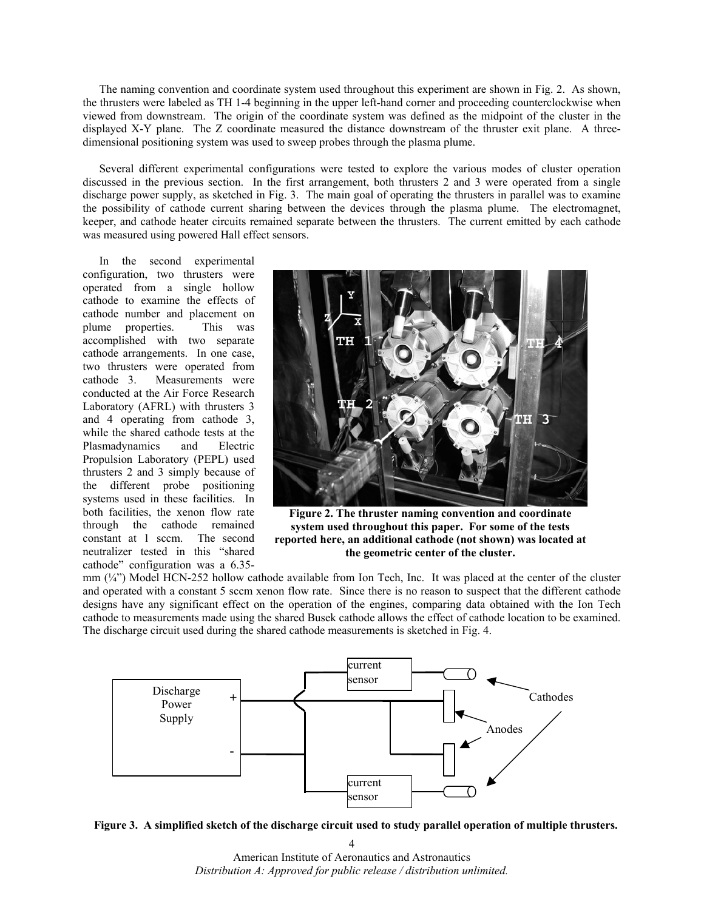The naming convention and coordinate system used throughout this experiment are shown in Fig. 2. As shown, the thrusters were labeled as TH 1-4 beginning in the upper left-hand corner and proceeding counterclockwise when viewed from downstream. The origin of the coordinate system was defined as the midpoint of the cluster in the displayed X-Y plane. The Z coordinate measured the distance downstream of the thruster exit plane. A three-dimensional positioning system was used to sweep probes through the plasma plume.

Several different experimental configurations were tested to explore the various modes of cluster operation discussed in the previous section. In the first arrangement, both thrusters 2 and 3 were operated from a single discharge power supply, as sketched in Fig. 3. The main goal of operating the thrusters in parallel was to examine the possibility of cathode current sharing between the devices through the plasma plume. The electromagnet, keeper, and cathode heater circuits remained separate between the thrusters. The current emitted by each cathode was measured using powered Hall effect sensors.

In the second experimental configuration, two thrusters were operated from a single hollow cathode to examine the effects of cathode number and placement on plume properties. This was accomplished with two separate cathode arrangements. In one case, two thrusters were operated from cathode 3. Measurements were conducted at the Air Force Research Laboratory (AFRL) with thrusters 3 and 4 operating from cathode 3, while the shared cathode tests at the Plasmadynamics and Electric Propulsion Laboratory (PEPL) used thrusters 2 and 3 simply because of the different probe positioning systems used in these facilities. In both facilities, the xenon flow rate through the cathode remained constant at 1 sccm. The second neutralizer tested in this "shared cathode" configuration was a 6.35-mm (¼") Model HCN-252 hollow cathode available from Ion Tech, Inc. It was placed at the center of the cluster and operated with a constant 5 sccm xenon flow rate. Since there is no reason to suspect that the different cathode designs have any significant effect on the operation of the engines, comparing data obtained with the Ion Tech cathode to measurements made using the shared Busek cathode allows the effect of cathode location to be examined. The discharge circuit used during the shared cathode measurements is sketched in Fig. 4.

**Figure 2. The thruster naming convention and coordinate system used throughout this paper. For some of the tests reported here, an additional cathode (not shown) was located at the geometric center of the cluster.**

**Figure 3. A simplified sketch of the discharge circuit used to study parallel operation of multiple thrusters.**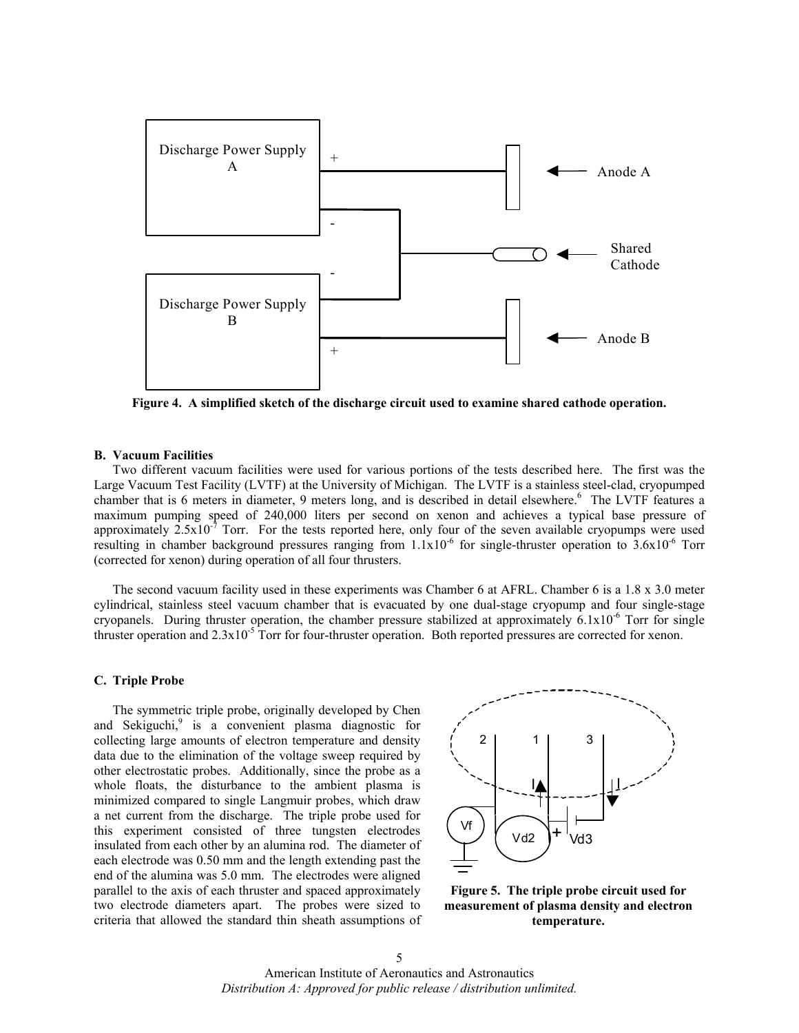Figure 4. A simplified sketch of the discharge circuit used to examine shared cathode operation.

### B. Vacuum Facilities

Two different vacuum facilities were used for various portions of the tests described here. The first was the Large Vacuum Test Facility (LVTF) at the University of Michigan. The LVTF is a stainless steel-clad, cryopumped chamber that is 6 meters in diameter, 9 meters long, and is described in detail elsewhere.[6] The LVTF features a maximum pumping speed of 240,000 liters per second on xenon and achieves a typical base pressure of approximately $2.5 \times 10^{-7}$ Torr. For the tests reported here, only four of the seven available cryopumps were used resulting in chamber background pressures ranging from $1.1 \times 10^{-6}$ for single-thruster operation to $3.6 \times 10^{-6}$ Torr (corrected for xenon) during operation of all four thrusters.

The second vacuum facility used in these experiments was Chamber 6 at AFRL. Chamber 6 is a 1.8 x 3.0 meter cylindrical, stainless steel vacuum chamber that is evacuated by one dual-stage cryopump and four single-stage cryopanels. During thruster operation, the chamber pressure stabilized at approximately $6.1 \times 10^{-6}$ Torr for single thruster operation and $2.3 \times 10^{-5}$ Torr for four-thruster operation. Both reported pressures are corrected for xenon.

### C. Triple Probe

The symmetric triple probe, originally developed by Chen and Sekiguchi,[9] is a convenient plasma diagnostic for collecting large amounts of electron temperature and density data due to the elimination of the voltage sweep required by other electrostatic probes. Additionally, since the probe as a whole floats, the disturbance to the ambient plasma is minimized compared to single Langmuir probes, which draw a net current from the discharge. The triple probe used for this experiment consisted of three tungsten electrodes insulated from each other by an alumina rod. The diameter of each electrode was 0.50 mm and the length extending past the end of the alumina was 5.0 mm. The electrodes were aligned parallel to the axis of each thruster and spaced approximately two electrode diameters apart. The probes were sized to criteria that allowed the standard thin sheath assumptions of

Figure 5. The triple probe circuit used for measurement of plasma density and electron temperature.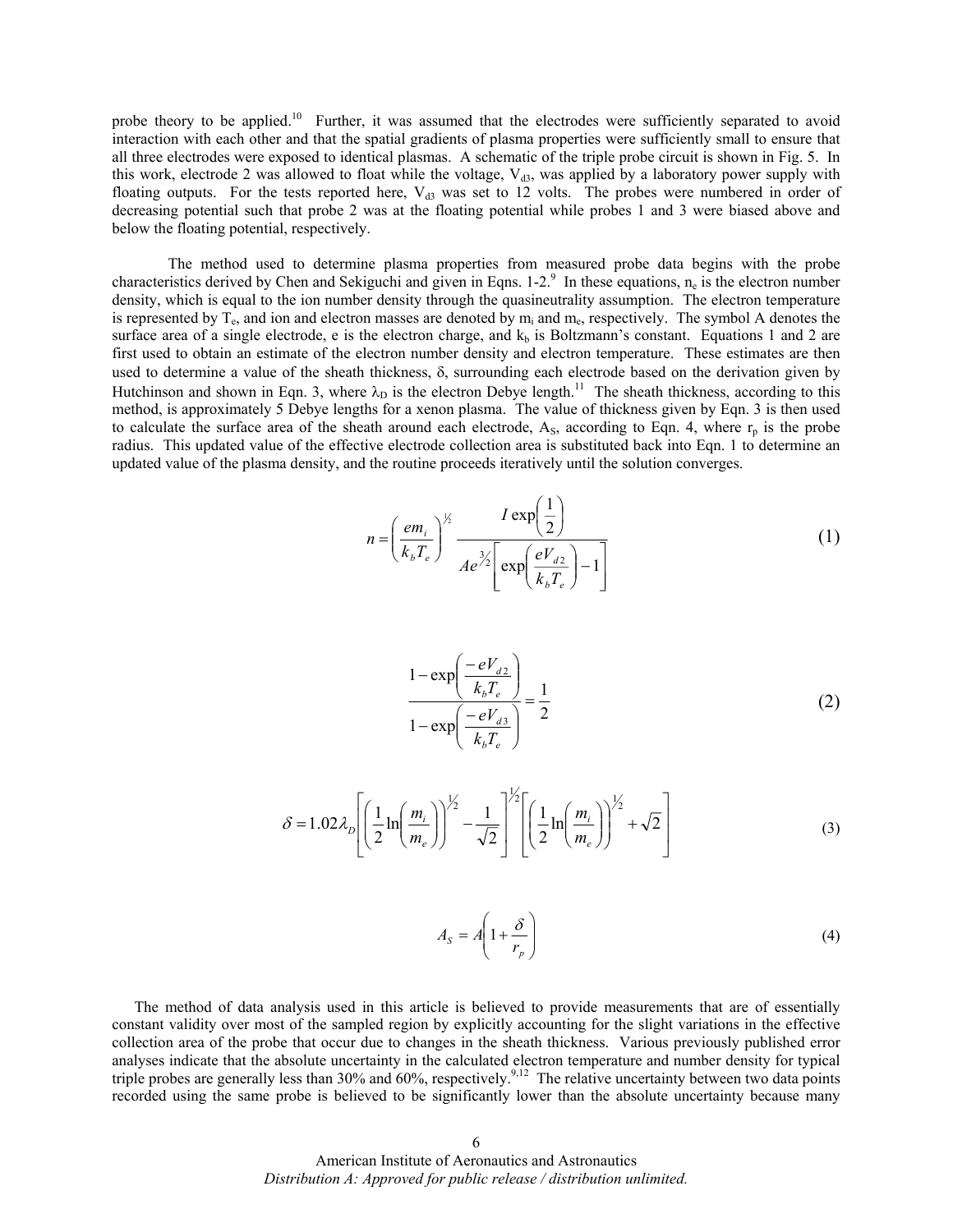probe theory to be applied.[10] Further, it was assumed that the electrodes were sufficiently separated to avoid interaction with each other and that the spatial gradients of plasma properties were sufficiently small to ensure that all three electrodes were exposed to identical plasmas. A schematic of the triple probe circuit is shown in Fig. 5. In this work, electrode 2 was allowed to float while the voltage, $V_{d3}$, was applied by a laboratory power supply with floating outputs. For the tests reported here, $V_{d3}$ was set to 12 volts. The probes were numbered in order of decreasing potential such that probe 2 was at the floating potential while probes 1 and 3 were biased above and below the floating potential, respectively.

The method used to determine plasma properties from measured probe data begins with the probe characteristics derived by Chen and Sekiguchi and given in Eqns. 1-2.[9] In these equations, $n_e$ is the electron number density, which is equal to the ion number density through the quasineutrality assumption. The electron temperature is represented by $T_e$, and ion and electron masses are denoted by $m_i$ and $m_e$, respectively. The symbol A denotes the surface area of a single electrode, e is the electron charge, and $k_b$ is Boltzmann's constant. Equations 1 and 2 are first used to obtain an estimate of the electron number density and electron temperature. These estimates are then used to determine a value of the sheath thickness, δ, surrounding each electrode based on the derivation given by Hutchinson and shown in Eqn. 3, where $\lambda_D$ is the electron Debye length.[11] The sheath thickness, according to this method, is approximately 5 Debye lengths for a xenon plasma. The value of thickness given by Eqn. 3 is then used to calculate the surface area of the sheath around each electrode, $A_S$, according to Eqn. 4, where $r_p$ is the probe radius. This updated value of the effective electrode collection area is substituted back into Eqn. 1 to determine an updated value of the plasma density, and the routine proceeds iteratively until the solution converges.

$$n = \left(\frac{e m_i}{k_b T_e}\right)^{1/2} \frac{I \exp\left(\frac{1}{2}\right)}{A e^{3/2}\left[\exp\left(\frac{e V_{d2}}{k_b T_e}\right) - 1\right]} \tag{1}$$

$$\frac{1 - \exp\left(\frac{-e V_{d2}}{k_b T_e}\right)}{1 - \exp\left(\frac{-e V_{d3}}{k_b T_e}\right)} = \frac{1}{2} \tag{2}$$

$$\delta = 1.02 \lambda_D \left[\left(\frac{1}{2}\ln\left(\frac{m_i}{m_e}\right)\right)^{1/2} - \frac{1}{\sqrt{2}}\right]^{1/2} \left[\left(\frac{1}{2}\ln\left(\frac{m_i}{m_e}\right)\right)^{1/2} + \sqrt{2}\right] \tag{3}$$

$$A_S = A\left(1 + \frac{\delta}{r_p}\right) \tag{4}$$

The method of data analysis used in this article is believed to provide measurements that are of essentially constant validity over most of the sampled region by explicitly accounting for the slight variations in the effective collection area of the probe that occur due to changes in the sheath thickness. Various previously published error analyses indicate that the absolute uncertainty in the calculated electron temperature and number density for typical triple probes are generally less than 30% and 60%, respectively.[9,12] The relative uncertainty between two data points recorded using the same probe is believed to be significantly lower than the absolute uncertainty because many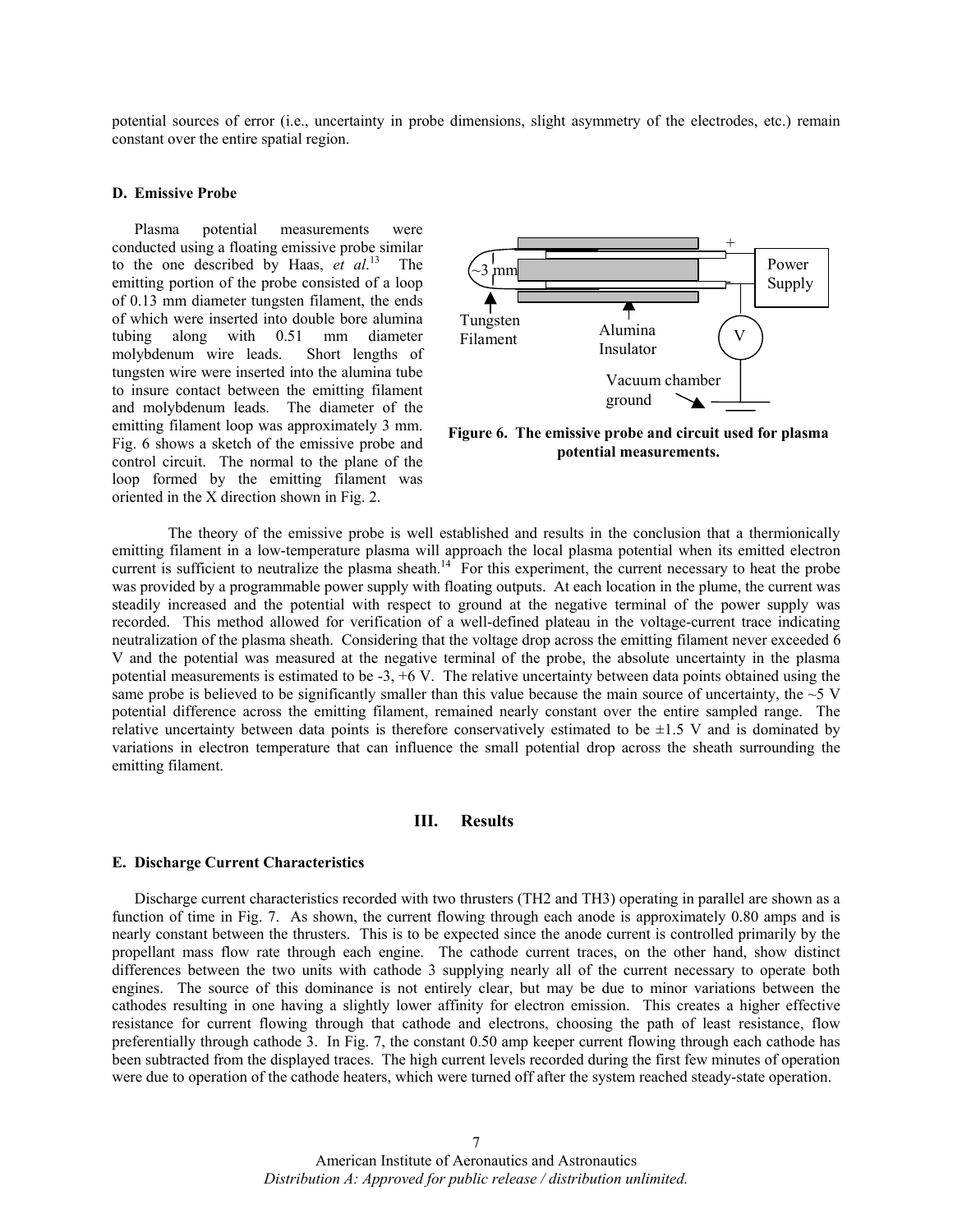potential sources of error (i.e., uncertainty in probe dimensions, slight asymmetry of the electrodes, etc.) remain constant over the entire spatial region.

### D. Emissive Probe

Plasma potential measurements were conducted using a floating emissive probe similar to the one described by Haas, *et al.*[13] The emitting portion of the probe consisted of a loop of 0.13 mm diameter tungsten filament, the ends of which were inserted into double bore alumina tubing along with 0.51 mm diameter molybdenum wire leads. Short lengths of tungsten wire were inserted into the alumina tube to insure contact between the emitting filament and molybdenum leads. The diameter of the emitting filament loop was approximately 3 mm. Fig. 6 shows a sketch of the emissive probe and control circuit. The normal to the plane of the loop formed by the emitting filament was oriented in the X direction shown in Fig. 2.

**Figure 6. The emissive probe and circuit used for plasma potential measurements.**

The theory of the emissive probe is well established and results in the conclusion that a thermionically emitting filament in a low-temperature plasma will approach the local plasma potential when its emitted electron current is sufficient to neutralize the plasma sheath.[14] For this experiment, the current necessary to heat the probe was provided by a programmable power supply with floating outputs. At each location in the plume, the current was steadily increased and the potential with respect to ground at the negative terminal of the power supply was recorded. This method allowed for verification of a well-defined plateau in the voltage-current trace indicating neutralization of the plasma sheath. Considering that the voltage drop across the emitting filament never exceeded 6 V and the potential was measured at the negative terminal of the probe, the absolute uncertainty in the plasma potential measurements is estimated to be -3, +6 V. The relative uncertainty between data points obtained using the same probe is believed to be significantly smaller than this value because the main source of uncertainty, the ~5 V potential difference across the emitting filament, remained nearly constant over the entire sampled range. The relative uncertainty between data points is therefore conservatively estimated to be ±1.5 V and is dominated by variations in electron temperature that can influence the small potential drop across the sheath surrounding the emitting filament.

## III. Results

### E. Discharge Current Characteristics

Discharge current characteristics recorded with two thrusters (TH2 and TH3) operating in parallel are shown as a function of time in Fig. 7. As shown, the current flowing through each anode is approximately 0.80 amps and is nearly constant between the thrusters. This is to be expected since the anode current is controlled primarily by the propellant mass flow rate through each engine. The cathode current traces, on the other hand, show distinct differences between the two units with cathode 3 supplying nearly all of the current necessary to operate both engines. The source of this dominance is not entirely clear, but may be due to minor variations between the cathodes resulting in one having a slightly lower affinity for electron emission. This creates a higher effective resistance for current flowing through that cathode and electrons, choosing the path of least resistance, flow preferentially through cathode 3. In Fig. 7, the constant 0.50 amp keeper current flowing through each cathode has been subtracted from the displayed traces. The high current levels recorded during the first few minutes of operation were due to operation of the cathode heaters, which were turned off after the system reached steady-state operation.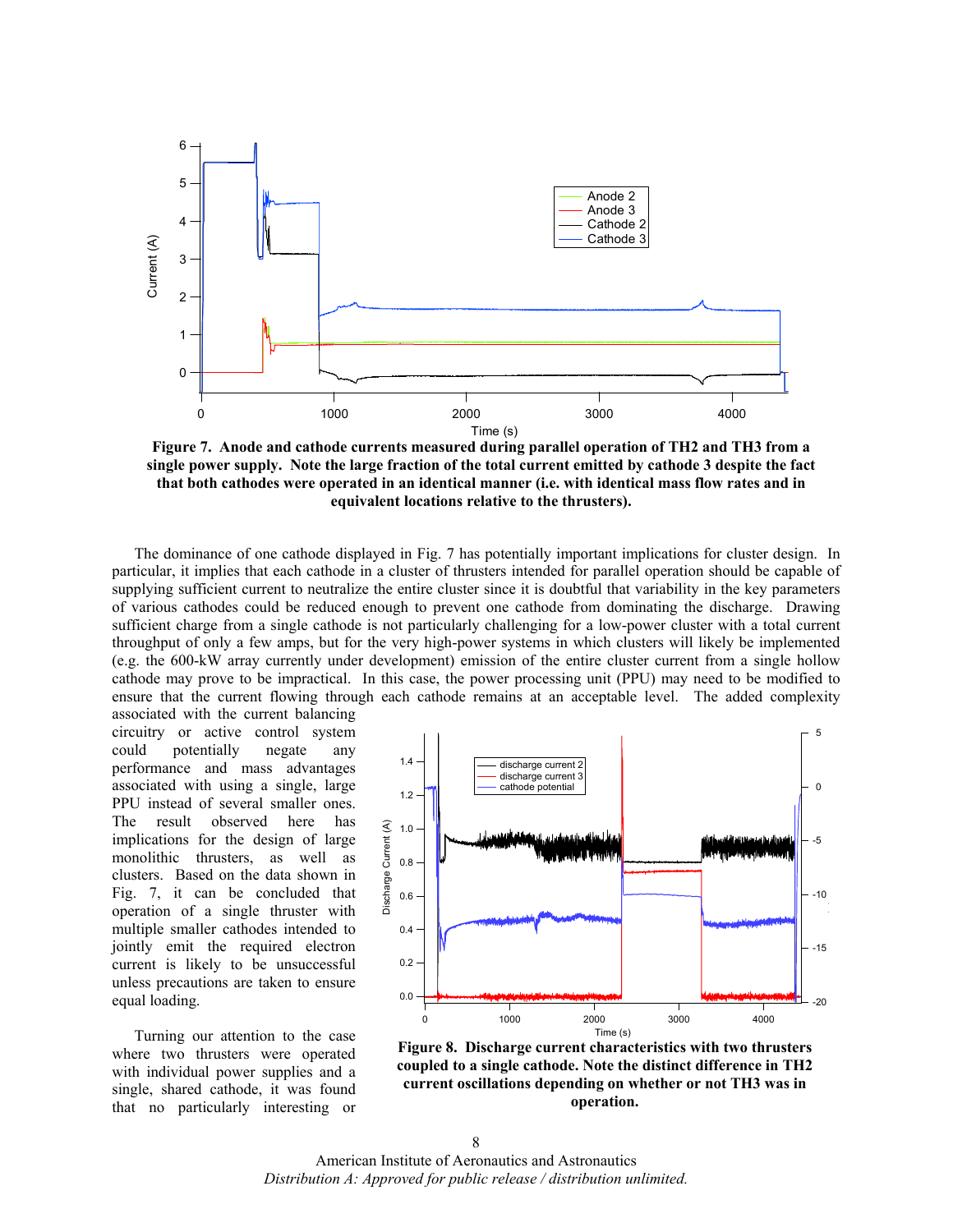**Figure 7. Anode and cathode currents measured during parallel operation of TH2 and TH3 from a single power supply. Note the large fraction of the total current emitted by cathode 3 despite the fact that both cathodes were operated in an identical manner (i.e. with identical mass flow rates and in equivalent locations relative to the thrusters).**

The dominance of one cathode displayed in Fig. 7 has potentially important implications for cluster design. In particular, it implies that each cathode in a cluster of thrusters intended for parallel operation should be capable of supplying sufficient current to neutralize the entire cluster since it is doubtful that variability in the key parameters of various cathodes could be reduced enough to prevent one cathode from dominating the discharge. Drawing sufficient charge from a single cathode is not particularly challenging for a low-power cluster with a total current throughput of only a few amps, but for the very high-power systems in which clusters will likely be implemented (e.g. the 600-kW array currently under development) emission of the entire cluster current from a single hollow cathode may prove to be impractical. In this case, the power processing unit (PPU) may need to be modified to ensure that the current flowing through each cathode remains at an acceptable level. The added complexity associated with the current balancing circuitry or active control system could potentially negate any performance and mass advantages associated with using a single, large PPU instead of several smaller ones. The result observed here has implications for the design of large monolithic thrusters, as well as clusters. Based on the data shown in Fig. 7, it can be concluded that operation of a single thruster with multiple smaller cathodes intended to jointly emit the required electron current is likely to be unsuccessful unless precautions are taken to ensure equal loading.

**Figure 8. Discharge current characteristics with two thrusters coupled to a single cathode. Note the distinct difference in TH2 current oscillations depending on whether or not TH3 was in operation.**

Turning our attention to the case where two thrusters were operated with individual power supplies and a single, shared cathode, it was found that no particularly interesting or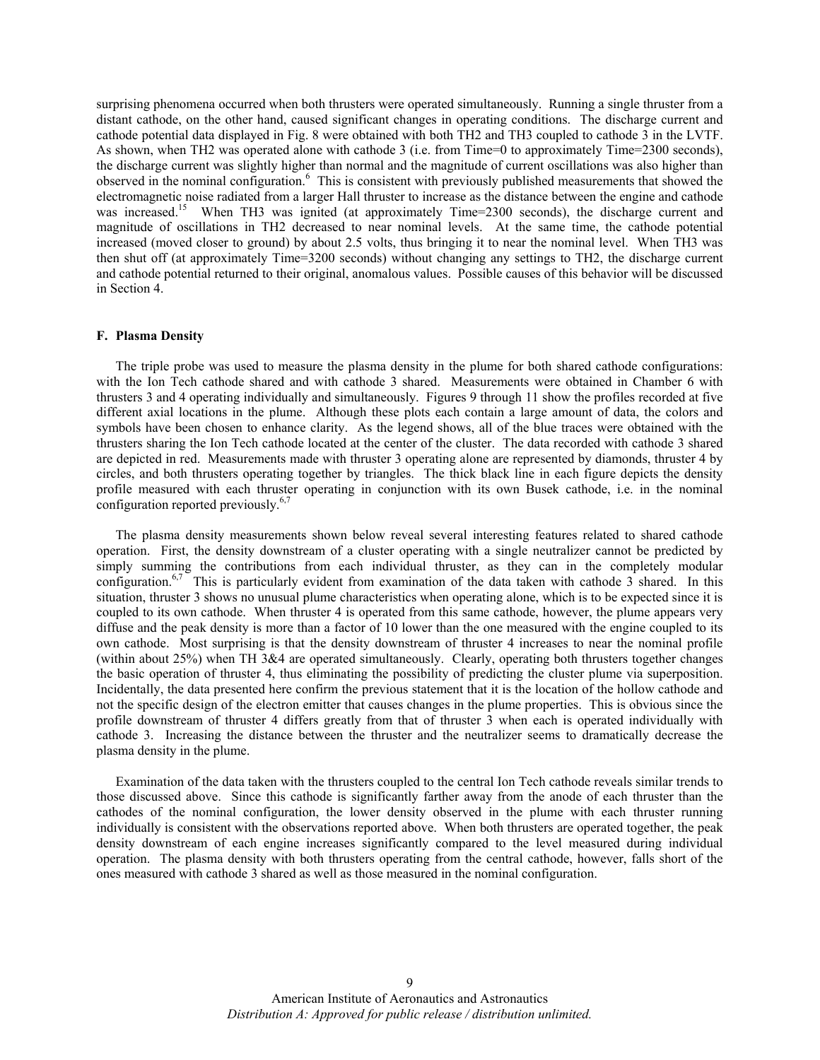surprising phenomena occurred when both thrusters were operated simultaneously. Running a single thruster from a distant cathode, on the other hand, caused significant changes in operating conditions. The discharge current and cathode potential data displayed in Fig. 8 were obtained with both TH2 and TH3 coupled to cathode 3 in the LVTF. As shown, when TH2 was operated alone with cathode 3 (i.e. from Time=0 to approximately Time=2300 seconds), the discharge current was slightly higher than normal and the magnitude of current oscillations was also higher than observed in the nominal configuration.[6] This is consistent with previously published measurements that showed the electromagnetic noise radiated from a larger Hall thruster to increase as the distance between the engine and cathode was increased.[15] When TH3 was ignited (at approximately Time=2300 seconds), the discharge current and magnitude of oscillations in TH2 decreased to near nominal levels. At the same time, the cathode potential increased (moved closer to ground) by about 2.5 volts, thus bringing it to near the nominal level. When TH3 was then shut off (at approximately Time=3200 seconds) without changing any settings to TH2, the discharge current and cathode potential returned to their original, anomalous values. Possible causes of this behavior will be discussed in Section 4.

### F. Plasma Density

The triple probe was used to measure the plasma density in the plume for both shared cathode configurations: with the Ion Tech cathode shared and with cathode 3 shared. Measurements were obtained in Chamber 6 with thrusters 3 and 4 operating individually and simultaneously. Figures 9 through 11 show the profiles recorded at five different axial locations in the plume. Although these plots each contain a large amount of data, the colors and symbols have been chosen to enhance clarity. As the legend shows, all of the blue traces were obtained with the thrusters sharing the Ion Tech cathode located at the center of the cluster. The data recorded with cathode 3 shared are depicted in red. Measurements made with thruster 3 operating alone are represented by diamonds, thruster 4 by circles, and both thrusters operating together by triangles. The thick black line in each figure depicts the density profile measured with each thruster operating in conjunction with its own Busek cathode, i.e. in the nominal configuration reported previously.[6,7]

The plasma density measurements shown below reveal several interesting features related to shared cathode operation. First, the density downstream of a cluster operating with a single neutralizer cannot be predicted by simply summing the contributions from each individual thruster, as they can in the completely modular configuration.[6,7] This is particularly evident from examination of the data taken with cathode 3 shared. In this situation, thruster 3 shows no unusual plume characteristics when operating alone, which is to be expected since it is coupled to its own cathode. When thruster 4 is operated from this same cathode, however, the plume appears very diffuse and the peak density is more than a factor of 10 lower than the one measured with the engine coupled to its own cathode. Most surprising is that the density downstream of thruster 4 increases to near the nominal profile (within about 25%) when TH 3&4 are operated simultaneously. Clearly, operating both thrusters together changes the basic operation of thruster 4, thus eliminating the possibility of predicting the cluster plume via superposition. Incidentally, the data presented here confirm the previous statement that it is the location of the hollow cathode and not the specific design of the electron emitter that causes changes in the plume properties. This is obvious since the profile downstream of thruster 4 differs greatly from that of thruster 3 when each is operated individually with cathode 3. Increasing the distance between the thruster and the neutralizer seems to dramatically decrease the plasma density in the plume.

Examination of the data taken with the thrusters coupled to the central Ion Tech cathode reveals similar trends to those discussed above. Since this cathode is significantly farther away from the anode of each thruster than the cathodes of the nominal configuration, the lower density observed in the plume with each thruster running individually is consistent with the observations reported above. When both thrusters are operated together, the peak density downstream of each engine increases significantly compared to the level measured during individual operation. The plasma density with both thrusters operating from the central cathode, however, falls short of the ones measured with cathode 3 shared as well as those measured in the nominal configuration.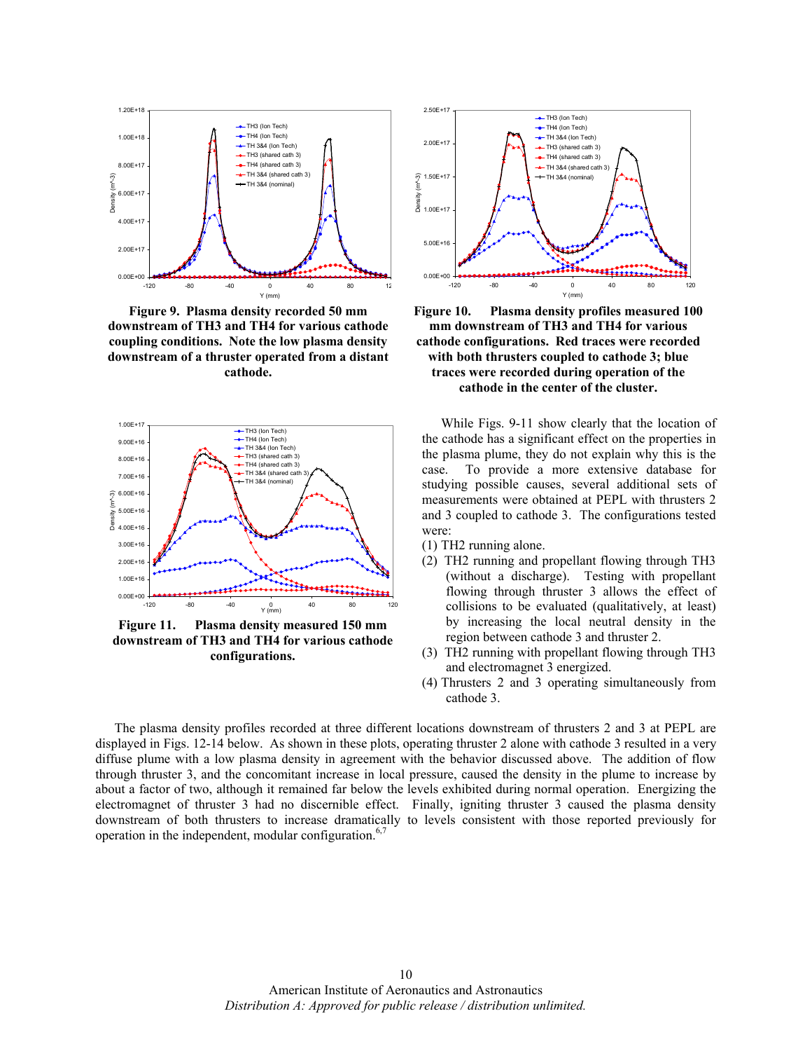**Figure 9. Plasma density recorded 50 mm downstream of TH3 and TH4 for various cathode coupling conditions. Note the low plasma density downstream of a thruster operated from a distant cathode.**

**Figure 10. Plasma density profiles measured 100 mm downstream of TH3 and TH4 for various cathode configurations. Red traces were recorded with both thrusters coupled to cathode 3; blue traces were recorded during operation of the cathode in the center of the cluster.**

**Figure 11. Plasma density measured 150 mm downstream of TH3 and TH4 for various cathode configurations.**

While Figs. 9-11 show clearly that the location of the cathode has a significant effect on the properties in the plasma plume, they do not explain why this is the case. To provide a more extensive database for studying possible causes, several additional sets of measurements were obtained at PEPL with thrusters 2 and 3 coupled to cathode 3. The configurations tested were:

(1) TH2 running alone.
(2) TH2 running and propellant flowing through TH3 (without a discharge). Testing with propellant flowing through thruster 3 allows the effect of collisions to be evaluated (qualitatively, at least) by increasing the local neutral density in the region between cathode 3 and thruster 2.
(3) TH2 running with propellant flowing through TH3 and electromagnet 3 energized.
(4) Thrusters 2 and 3 operating simultaneously from cathode 3.

The plasma density profiles recorded at three different locations downstream of thrusters 2 and 3 at PEPL are displayed in Figs. 12-14 below. As shown in these plots, operating thruster 2 alone with cathode 3 resulted in a very diffuse plume with a low plasma density in agreement with the behavior discussed above. The addition of flow through thruster 3, and the concomitant increase in local pressure, caused the density in the plume to increase by about a factor of two, although it remained far below the levels exhibited during normal operation. Energizing the electromagnet of thruster 3 had no discernible effect. Finally, igniting thruster 3 caused the plasma density downstream of both thrusters to increase dramatically to levels consistent with those reported previously for operation in the independent, modular configuration.[6,7]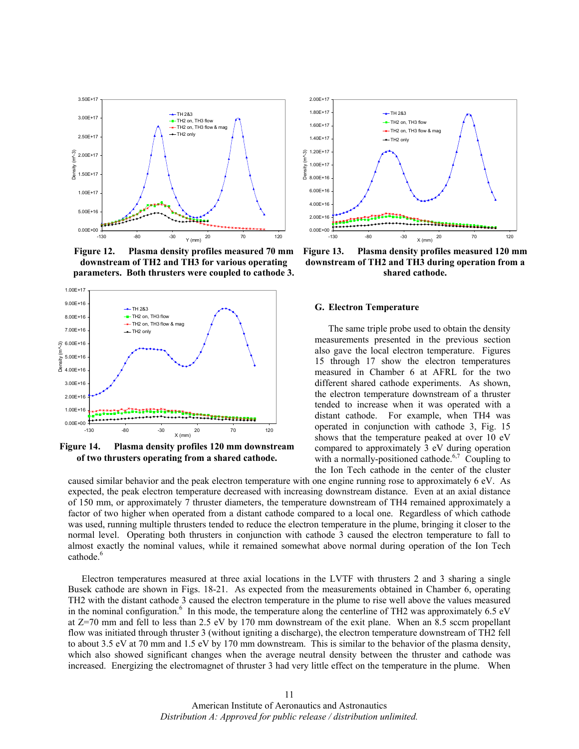**Figure 12. Plasma density profiles measured 70 mm downstream of TH2 and TH3 for various operating parameters. Both thrusters were coupled to cathode 3.**

**Figure 13. Plasma density profiles measured 120 mm downstream of TH2 and TH3 during operation from a shared cathode.**

**Figure 14. Plasma density profiles 120 mm downstream of two thrusters operating from a shared cathode.**

### G. Electron Temperature

The same triple probe used to obtain the density measurements presented in the previous section also gave the local electron temperature. Figures 15 through 17 show the electron temperatures measured in Chamber 6 at AFRL for the two different shared cathode experiments. As shown, the electron temperature downstream of a thruster tended to increase when it was operated with a distant cathode. For example, when TH4 was operated in conjunction with cathode 3, Fig. 15 shows that the temperature peaked at over 10 eV compared to approximately 3 eV during operation with a normally-positioned cathode.[6,7] Coupling to the Ion Tech cathode in the center of the cluster caused similar behavior and the peak electron temperature with one engine running rose to approximately 6 eV. As expected, the peak electron temperature decreased with increasing downstream distance. Even at an axial distance of 150 mm, or approximately 7 thruster diameters, the temperature downstream of TH4 remained approximately a factor of two higher when operated from a distant cathode compared to a local one. Regardless of which cathode was used, running multiple thrusters tended to reduce the electron temperature in the plume, bringing it closer to the normal level. Operating both thrusters in conjunction with cathode 3 caused the electron temperature to fall to almost exactly the nominal values, while it remained somewhat above normal during operation of the Ion Tech cathode.[6]

Electron temperatures measured at three axial locations in the LVTF with thrusters 2 and 3 sharing a single Busek cathode are shown in Figs. 18-21. As expected from the measurements obtained in Chamber 6, operating TH2 with the distant cathode 3 caused the electron temperature in the plume to rise well above the values measured in the nominal configuration.[6] In this mode, the temperature along the centerline of TH2 was approximately 6.5 eV at Z=70 mm and fell to less than 2.5 eV by 170 mm downstream of the exit plane. When an 8.5 sccm propellant flow was initiated through thruster 3 (without igniting a discharge), the electron temperature downstream of TH2 fell to about 3.5 eV at 70 mm and 1.5 eV by 170 mm downstream. This is similar to the behavior of the plasma density, which also showed significant changes when the average neutral density between the thruster and cathode was increased. Energizing the electromagnet of thruster 3 had very little effect on the temperature in the plume. When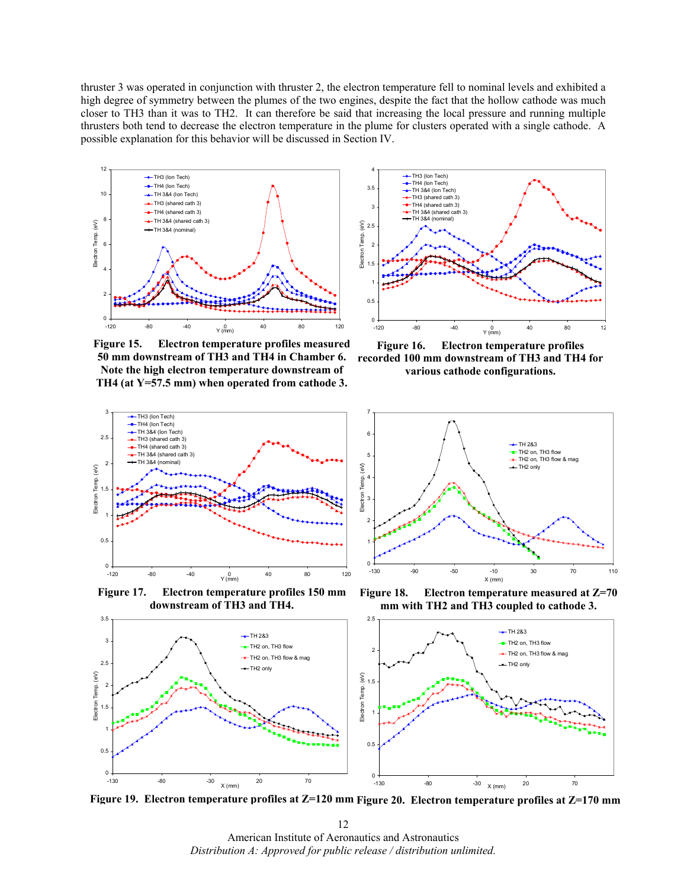thruster 3 was operated in conjunction with thruster 2, the electron temperature fell to nominal levels and exhibited a high degree of symmetry between the plumes of the two engines, despite the fact that the hollow cathode was much closer to TH3 than it was to TH2. It can therefore be said that increasing the local pressure and running multiple thrusters both tend to decrease the electron temperature in the plume for clusters operated with a single cathode. A possible explanation for this behavior will be discussed in Section IV.

**Figure 15. Electron temperature profiles measured 50 mm downstream of TH3 and TH4 in Chamber 6. Note the high electron temperature downstream of TH4 (at Y=57.5 mm) when operated from cathode 3.**

**Figure 16. Electron temperature profiles recorded 100 mm downstream of TH3 and TH4 for various cathode configurations.**

**Figure 17. Electron temperature profiles 150 mm downstream of TH3 and TH4.**

**Figure 18. Electron temperature measured at Z=70 mm with TH2 and TH3 coupled to cathode 3.**

**Figure 19. Electron temperature profiles at Z=120 mm**

**Figure 20. Electron temperature profiles at Z=170 mm**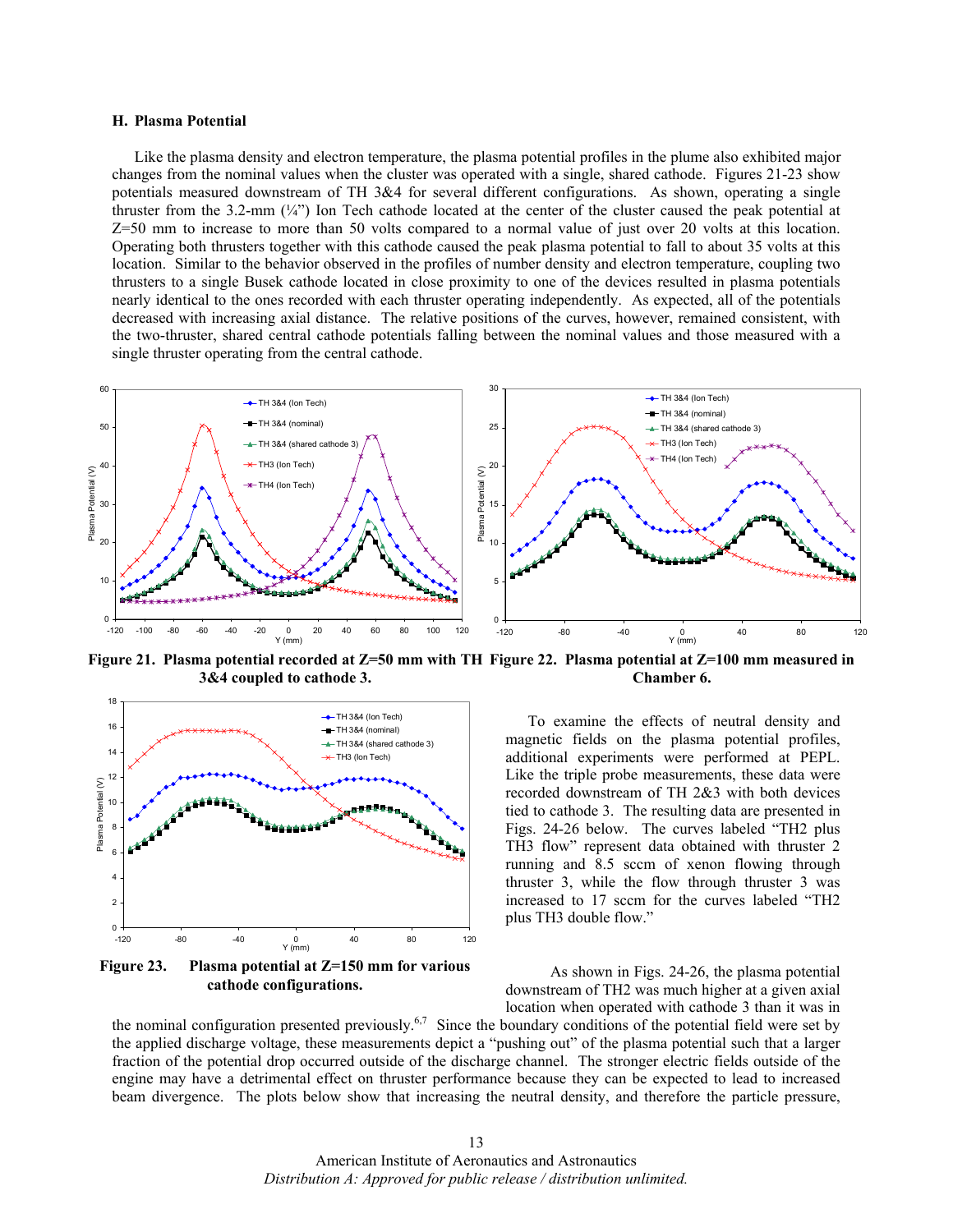### H. Plasma Potential

Like the plasma density and electron temperature, the plasma potential profiles in the plume also exhibited major changes from the nominal values when the cluster was operated with a single, shared cathode. Figures 21-23 show potentials measured downstream of TH 3&4 for several different configurations. As shown, operating a single thruster from the 3.2-mm (¼") Ion Tech cathode located at the center of the cluster caused the peak potential at Z=50 mm to increase to more than 50 volts compared to a normal value of just over 20 volts at this location. Operating both thrusters together with this cathode caused the peak plasma potential to fall to about 35 volts at this location. Similar to the behavior observed in the profiles of number density and electron temperature, coupling two thrusters to a single Busek cathode located in close proximity to one of the devices resulted in plasma potentials nearly identical to the ones recorded with each thruster operating independently. As expected, all of the potentials decreased with increasing axial distance. The relative positions of the curves, however, remained consistent, with the two-thruster, shared central cathode potentials falling between the nominal values and those measured with a single thruster operating from the central cathode.

**Figure 21. Plasma potential recorded at Z=50 mm with TH 3&4 coupled to cathode 3.**

**Figure 22. Plasma potential at Z=100 mm measured in Chamber 6.**

**Figure 23. Plasma potential at Z=150 mm for various cathode configurations.**

To examine the effects of neutral density and magnetic fields on the plasma potential profiles, additional experiments were performed at PEPL. Like the triple probe measurements, these data were recorded downstream of TH 2&3 with both devices tied to cathode 3. The resulting data are presented in Figs. 24-26 below. The curves labeled "TH2 plus TH3 flow" represent data obtained with thruster 2 running and 8.5 sccm of xenon flowing through thruster 3, while the flow through thruster 3 was increased to 17 sccm for the curves labeled "TH2 plus TH3 double flow."

As shown in Figs. 24-26, the plasma potential downstream of TH2 was much higher at a given axial location when operated with cathode 3 than it was in the nominal configuration presented previously.[6,7] Since the boundary conditions of the potential field were set by the applied discharge voltage, these measurements depict a "pushing out" of the plasma potential such that a larger fraction of the potential drop occurred outside of the discharge channel. The stronger electric fields outside of the engine may have a detrimental effect on thruster performance because they can be expected to lead to increased beam divergence. The plots below show that increasing the neutral density, and therefore the particle pressure,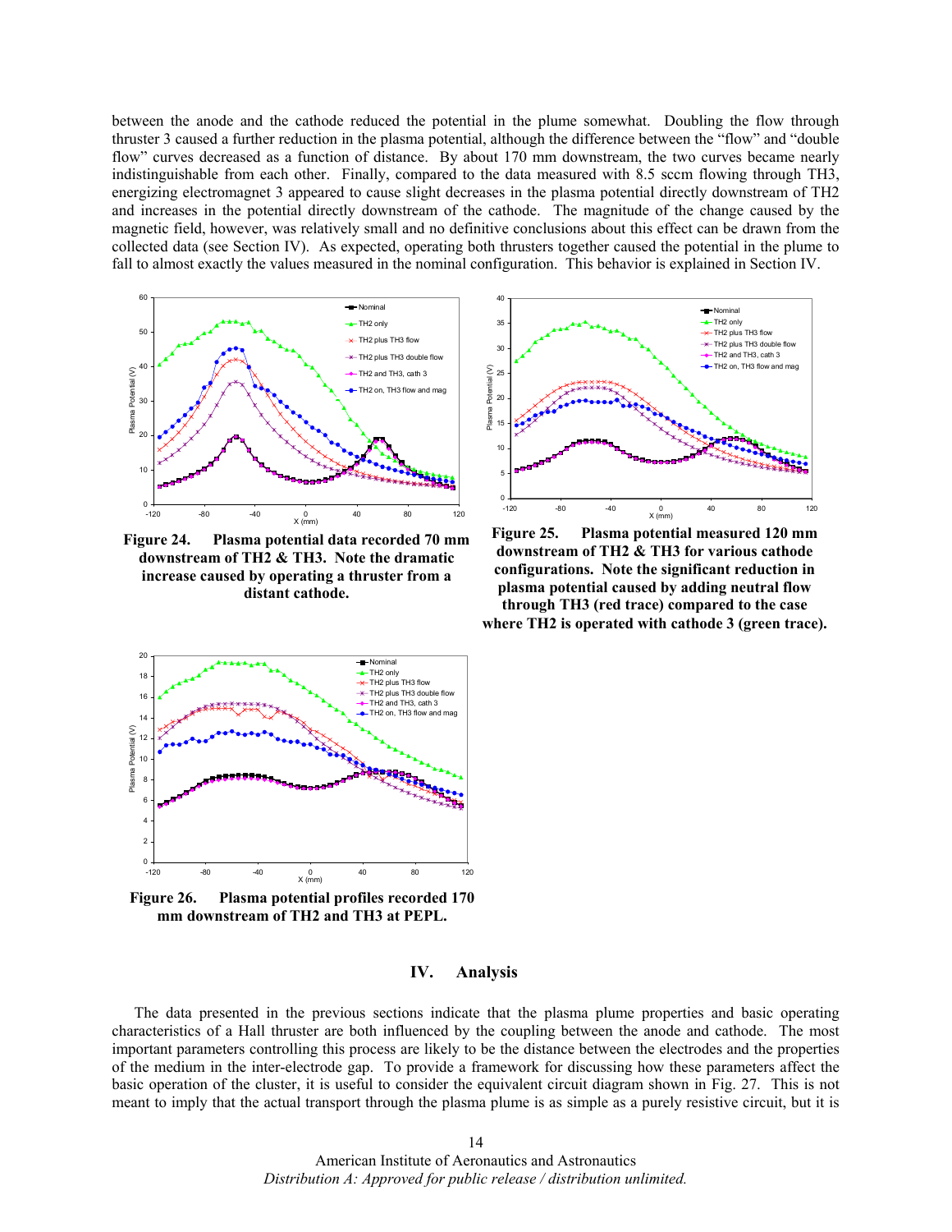between the anode and the cathode reduced the potential in the plume somewhat. Doubling the flow through thruster 3 caused a further reduction in the plasma potential, although the difference between the "flow" and "double flow" curves decreased as a function of distance. By about 170 mm downstream, the two curves became nearly indistinguishable from each other. Finally, compared to the data measured with 8.5 sccm flowing through TH3, energizing electromagnet 3 appeared to cause slight decreases in the plasma potential directly downstream of TH2 and increases in the potential directly downstream of the cathode. The magnitude of the change caused by the magnetic field, however, was relatively small and no definitive conclusions about this effect can be drawn from the collected data (see Section IV). As expected, operating both thrusters together caused the potential in the plume to fall to almost exactly the values measured in the nominal configuration. This behavior is explained in Section IV.

**Figure 24. Plasma potential data recorded 70 mm downstream of TH2 & TH3. Note the dramatic increase caused by operating a thruster from a distant cathode.**

**Figure 25. Plasma potential measured 120 mm downstream of TH2 & TH3 for various cathode configurations. Note the significant reduction in plasma potential caused by adding neutral flow through TH3 (red trace) compared to the case where TH2 is operated with cathode 3 (green trace).**

**Figure 26. Plasma potential profiles recorded 170 mm downstream of TH2 and TH3 at PEPL.**

## IV. Analysis

The data presented in the previous sections indicate that the plasma plume properties and basic operating characteristics of a Hall thruster are both influenced by the coupling between the anode and cathode. The most important parameters controlling this process are likely to be the distance between the electrodes and the properties of the medium in the inter-electrode gap. To provide a framework for discussing how these parameters affect the basic operation of the cluster, it is useful to consider the equivalent circuit diagram shown in Fig. 27. This is not meant to imply that the actual transport through the plasma plume is as simple as a purely resistive circuit, but it is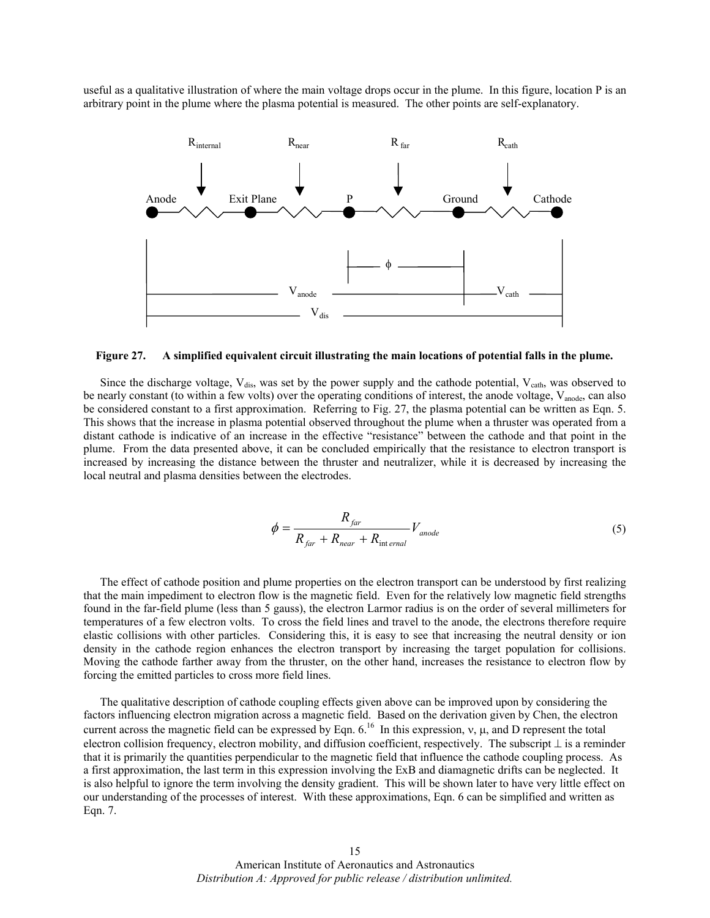useful as a qualitative illustration of where the main voltage drops occur in the plume. In this figure, location P is an arbitrary point in the plume where the plasma potential is measured. The other points are self-explanatory.

$R_{internal}$ $R_{near}$ $R_{far}$ $R_{cath}$

Anode Exit Plane P Ground Cathode

$\phi$

$V_{anode}$ $V_{cath}$

$V_{dis}$

**Figure 27. A simplified equivalent circuit illustrating the main locations of potential falls in the plume.**

Since the discharge voltage, $V_{dis}$, was set by the power supply and the cathode potential, $V_{cath}$, was observed to be nearly constant (to within a few volts) over the operating conditions of interest, the anode voltage, $V_{anode}$, can also be considered constant to a first approximation. Referring to Fig. 27, the plasma potential can be written as Eqn. 5. This shows that the increase in plasma potential observed throughout the plume when a thruster was operated from a distant cathode is indicative of an increase in the effective "resistance" between the cathode and that point in the plume. From the data presented above, it can be concluded empirically that the resistance to electron transport is increased by increasing the distance between the thruster and neutralizer, while it is decreased by increasing the local neutral and plasma densities between the electrodes.

$$\phi = \frac{R_{far}}{R_{far} + R_{near} + R_{internal}} V_{anode} \tag{5}$$

The effect of cathode position and plume properties on the electron transport can be understood by first realizing that the main impediment to electron flow is the magnetic field. Even for the relatively low magnetic field strengths found in the far-field plume (less than 5 gauss), the electron Larmor radius is on the order of several millimeters for temperatures of a few electron volts. To cross the field lines and travel to the anode, the electrons therefore require elastic collisions with other particles. Considering this, it is easy to see that increasing the neutral density or ion density in the cathode region enhances the electron transport by increasing the target population for collisions. Moving the cathode farther away from the thruster, on the other hand, increases the resistance to electron flow by forcing the emitted particles to cross more field lines.

The qualitative description of cathode coupling effects given above can be improved upon by considering the factors influencing electron migration across a magnetic field. Based on the derivation given by Chen, the electron current across the magnetic field can be expressed by Eqn. 6.[16] In this expression, $\nu$, $\mu$, and D represent the total electron collision frequency, electron mobility, and diffusion coefficient, respectively. The subscript $\perp$ is a reminder that it is primarily the quantities perpendicular to the magnetic field that influence the cathode coupling process. As a first approximation, the last term in this expression involving the ExB and diamagnetic drifts can be neglected. It is also helpful to ignore the term involving the density gradient. This will be shown later to have very little effect on our understanding of the processes of interest. With these approximations, Eqn. 6 can be simplified and written as Eqn. 7.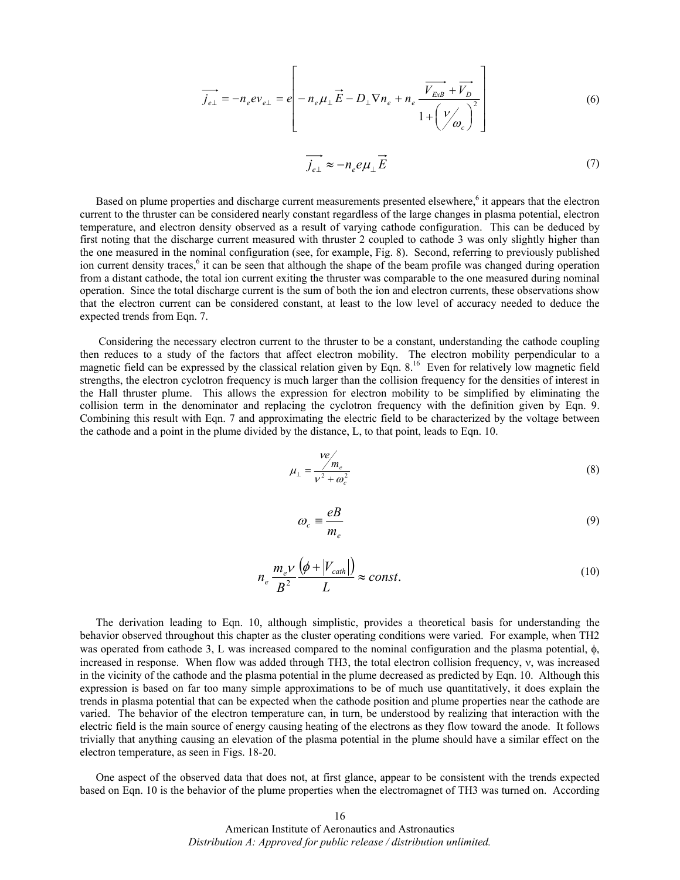$$\overrightarrow{j_{e\perp}} = -n_e e v_{e\perp} = e\left[ -n_e \mu_\perp \vec{E} - D_\perp \nabla n_e + n_e \frac{\overrightarrow{V_{ExB}} + \overrightarrow{V_D}}{1 + \left( \nu / \omega_c \right)^2} \right] \tag{6}$$

$$\overrightarrow{j_{e\perp}} \approx -n_e e \mu_\perp \vec{E} \tag{7}$$

Based on plume properties and discharge current measurements presented elsewhere,[6] it appears that the electron current to the thruster can be considered nearly constant regardless of the large changes in plasma potential, electron temperature, and electron density observed as a result of varying cathode configuration. This can be deduced by first noting that the discharge current measured with thruster 2 coupled to cathode 3 was only slightly higher than the one measured in the nominal configuration (see, for example, Fig. 8). Second, referring to previously published ion current density traces,[6] it can be seen that although the shape of the beam profile was changed during operation from a distant cathode, the total ion current exiting the thruster was comparable to the one measured during nominal operation. Since the total discharge current is the sum of both the ion and electron currents, these observations show that the electron current can be considered constant, at least to the low level of accuracy needed to deduce the expected trends from Eqn. 7.

Considering the necessary electron current to the thruster to be a constant, understanding the cathode coupling then reduces to a study of the factors that affect electron mobility. The electron mobility perpendicular to a magnetic field can be expressed by the classical relation given by Eqn. 8.[16] Even for relatively low magnetic field strengths, the electron cyclotron frequency is much larger than the collision frequency for the densities of interest in the Hall thruster plume. This allows the expression for electron mobility to be simplified by eliminating the collision term in the denominator and replacing the cyclotron frequency with the definition given by Eqn. 9. Combining this result with Eqn. 7 and approximating the electric field to be characterized by the voltage between the cathode and a point in the plume divided by the distance, L, to that point, leads to Eqn. 10.

$$\mu_\perp = \frac{\nu e / m_e}{\nu^2 + \omega_c^2} \tag{8}$$

$$\omega_c \equiv \frac{eB}{m_e} \tag{9}$$

$$n_e \frac{m_e \nu}{B^2} \frac{\left( \phi + |V_{cath}| \right)}{L} \approx const. \tag{10}$$

The derivation leading to Eqn. 10, although simplistic, provides a theoretical basis for understanding the behavior observed throughout this chapter as the cluster operating conditions were varied. For example, when TH2 was operated from cathode 3, L was increased compared to the nominal configuration and the plasma potential, $\phi$, increased in response. When flow was added through TH3, the total electron collision frequency, $\nu$, was increased in the vicinity of the cathode and the plasma potential in the plume decreased as predicted by Eqn. 10. Although this expression is based on far too many simple approximations to be of much use quantitatively, it does explain the trends in plasma potential that can be expected when the cathode position and plume properties near the cathode are varied. The behavior of the electron temperature can, in turn, be understood by realizing that interaction with the electric field is the main source of energy causing heating of the electrons as they flow toward the anode. It follows trivially that anything causing an elevation of the plasma potential in the plume should have a similar effect on the electron temperature, as seen in Figs. 18-20.

One aspect of the observed data that does not, at first glance, appear to be consistent with the trends expected based on Eqn. 10 is the behavior of the plume properties when the electromagnet of TH3 was turned on. According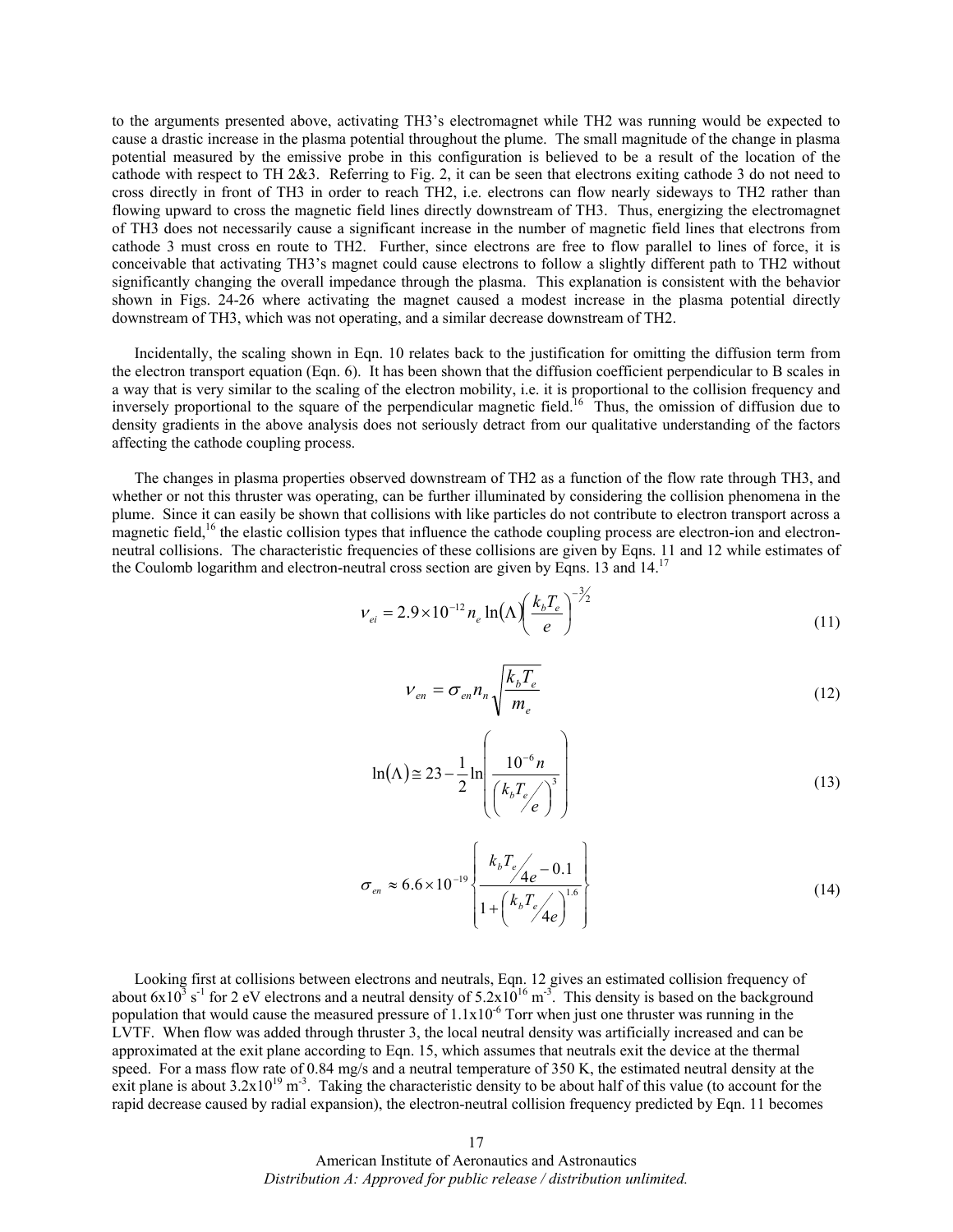to the arguments presented above, activating TH3's electromagnet while TH2 was running would be expected to cause a drastic increase in the plasma potential throughout the plume. The small magnitude of the change in plasma potential measured by the emissive probe in this configuration is believed to be a result of the location of the cathode with respect to TH 2&3. Referring to Fig. 2, it can be seen that electrons exiting cathode 3 do not need to cross directly in front of TH3 in order to reach TH2, i.e. electrons can flow nearly sideways to TH2 rather than flowing upward to cross the magnetic field lines directly downstream of TH3. Thus, energizing the electromagnet of TH3 does not necessarily cause a significant increase in the number of magnetic field lines that electrons from cathode 3 must cross en route to TH2. Further, since electrons are free to flow parallel to lines of force, it is conceivable that activating TH3's magnet could cause electrons to follow a slightly different path to TH2 without significantly changing the overall impedance through the plasma. This explanation is consistent with the behavior shown in Figs. 24-26 where activating the magnet caused a modest increase in the plasma potential directly downstream of TH3, which was not operating, and a similar decrease downstream of TH2.

Incidentally, the scaling shown in Eqn. 10 relates back to the justification for omitting the diffusion term from the electron transport equation (Eqn. 6). It has been shown that the diffusion coefficient perpendicular to B scales in a way that is very similar to the scaling of the electron mobility, i.e. it is proportional to the collision frequency and inversely proportional to the square of the perpendicular magnetic field.[16] Thus, the omission of diffusion due to density gradients in the above analysis does not seriously detract from our qualitative understanding of the factors affecting the cathode coupling process.

The changes in plasma properties observed downstream of TH2 as a function of the flow rate through TH3, and whether or not this thruster was operating, can be further illuminated by considering the collision phenomena in the plume. Since it can easily be shown that collisions with like particles do not contribute to electron transport across a magnetic field,[16] the elastic collision types that influence the cathode coupling process are electron-ion and electron-neutral collisions. The characteristic frequencies of these collisions are given by Eqns. 11 and 12 while estimates of the Coulomb logarithm and electron-neutral cross section are given by Eqns. 13 and 14.[17]

$$\nu_{ei} = 2.9\times10^{-12} n_e \ln(\Lambda)\left(\frac{k_b T_e}{e}\right)^{-3/2} \tag{11}$$

$$\nu_{en} = \sigma_{en} n_n \sqrt{\frac{k_b T_e}{m_e}} \tag{12}$$

$$\ln(\Lambda) \cong 23 - \frac{1}{2}\ln\left(\frac{10^{-6} n}{\left(k_b T_e/e\right)^3}\right) \tag{13}$$

$$\sigma_{en} \approx 6.6\times10^{-19}\left\{\frac{k_b T_e/4e - 0.1}{1+\left(k_b T_e/4e\right)^{1.6}}\right\} \tag{14}$$

Looking first at collisions between electrons and neutrals, Eqn. 12 gives an estimated collision frequency of about $6\text{x}10^{3}$ $s^{-1}$ for 2 eV electrons and a neutral density of $5.2\text{x}10^{16}$ $m^{-3}$. This density is based on the background population that would cause the measured pressure of $1.1\text{x}10^{-6}$ Torr when just one thruster was running in the LVTF. When flow was added through thruster 3, the local neutral density was artificially increased and can be approximated at the exit plane according to Eqn. 15, which assumes that neutrals exit the device at the thermal speed. For a mass flow rate of 0.84 mg/s and a neutral temperature of 350 K, the estimated neutral density at the exit plane is about $3.2\text{x}10^{19}$ $m^{-3}$. Taking the characteristic density to be about half of this value (to account for the rapid decrease caused by radial expansion), the electron-neutral collision frequency predicted by Eqn. 11 becomes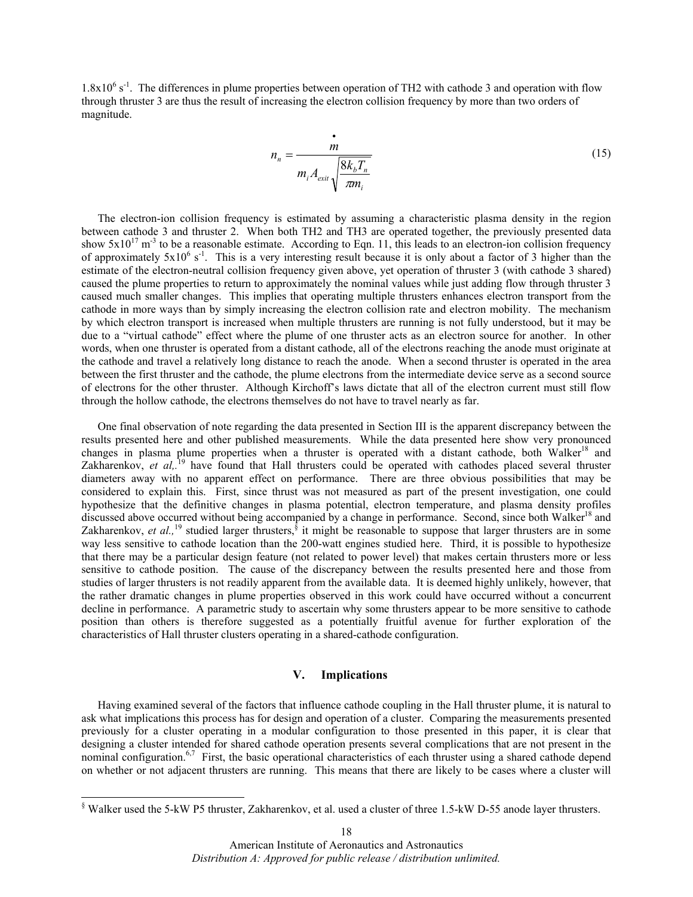$1.8 \times 10^6$ s$^{-1}$. The differences in plume properties between operation of TH2 with cathode 3 and operation with flow through thruster 3 are thus the result of increasing the electron collision frequency by more than two orders of magnitude.

$$n_n = \frac{\dot{m}}{m_i A_{exit} \sqrt{\frac{8 k_b T_n}{\pi m_i}}} \tag{15}$$

The electron-ion collision frequency is estimated by assuming a characteristic plasma density in the region between cathode 3 and thruster 2. When both TH2 and TH3 are operated together, the previously presented data show $5 \times 10^{17}$ m$^{-3}$ to be a reasonable estimate. According to Eqn. 11, this leads to an electron-ion collision frequency of approximately $5 \times 10^6$ s$^{-1}$. This is a very interesting result because it is only about a factor of 3 higher than the estimate of the electron-neutral collision frequency given above, yet operation of thruster 3 (with cathode 3 shared) caused the plume properties to return to approximately the nominal values while just adding flow through thruster 3 caused much smaller changes. This implies that operating multiple thrusters enhances electron transport from the cathode in more ways than by simply increasing the electron collision rate and electron mobility. The mechanism by which electron transport is increased when multiple thrusters are running is not fully understood, but it may be due to a "virtual cathode" effect where the plume of one thruster acts as an electron source for another. In other words, when one thruster is operated from a distant cathode, all of the electrons reaching the anode must originate at the cathode and travel a relatively long distance to reach the anode. When a second thruster is operated in the area between the first thruster and the cathode, the plume electrons from the intermediate device serve as a second source of electrons for the other thruster. Although Kirchoff's laws dictate that all of the electron current must still flow through the hollow cathode, the electrons themselves do not have to travel nearly as far.

One final observation of note regarding the data presented in Section III is the apparent discrepancy between the results presented here and other published measurements. While the data presented here show very pronounced changes in plasma plume properties when a thruster is operated with a distant cathode, both Walker[18] and Zakharenkov, *et al,*.[19] have found that Hall thrusters could be operated with cathodes placed several thruster diameters away with no apparent effect on performance. There are three obvious possibilities that may be considered to explain this. First, since thrust was not measured as part of the present investigation, one could hypothesize that the definitive changes in plasma potential, electron temperature, and plasma density profiles discussed above occurred without being accompanied by a change in performance. Second, since both Walker[18] and Zakharenkov, *et al.,*[19] studied larger thrusters,[§] it might be reasonable to suppose that larger thrusters are in some way less sensitive to cathode location than the 200-watt engines studied here. Third, it is possible to hypothesize that there may be a particular design feature (not related to power level) that makes certain thrusters more or less sensitive to cathode position. The cause of the discrepancy between the results presented here and those from studies of larger thrusters is not readily apparent from the available data. It is deemed highly unlikely, however, that the rather dramatic changes in plume properties observed in this work could have occurred without a concurrent decline in performance. A parametric study to ascertain why some thrusters appear to be more sensitive to cathode position than others is therefore suggested as a potentially fruitful avenue for further exploration of the characteristics of Hall thruster clusters operating in a shared-cathode configuration.

## V. Implications

Having examined several of the factors that influence cathode coupling in the Hall thruster plume, it is natural to ask what implications this process has for design and operation of a cluster. Comparing the measurements presented previously for a cluster operating in a modular configuration to those presented in this paper, it is clear that designing a cluster intended for shared cathode operation presents several complications that are not present in the nominal configuration.[6,7] First, the basic operational characteristics of each thruster using a shared cathode depend on whether or not adjacent thrusters are running. This means that there are likely to be cases where a cluster will

---

[§] Walker used the 5-kW P5 thruster, Zakharenkov, et al. used a cluster of three 1.5-kW D-55 anode layer thrusters.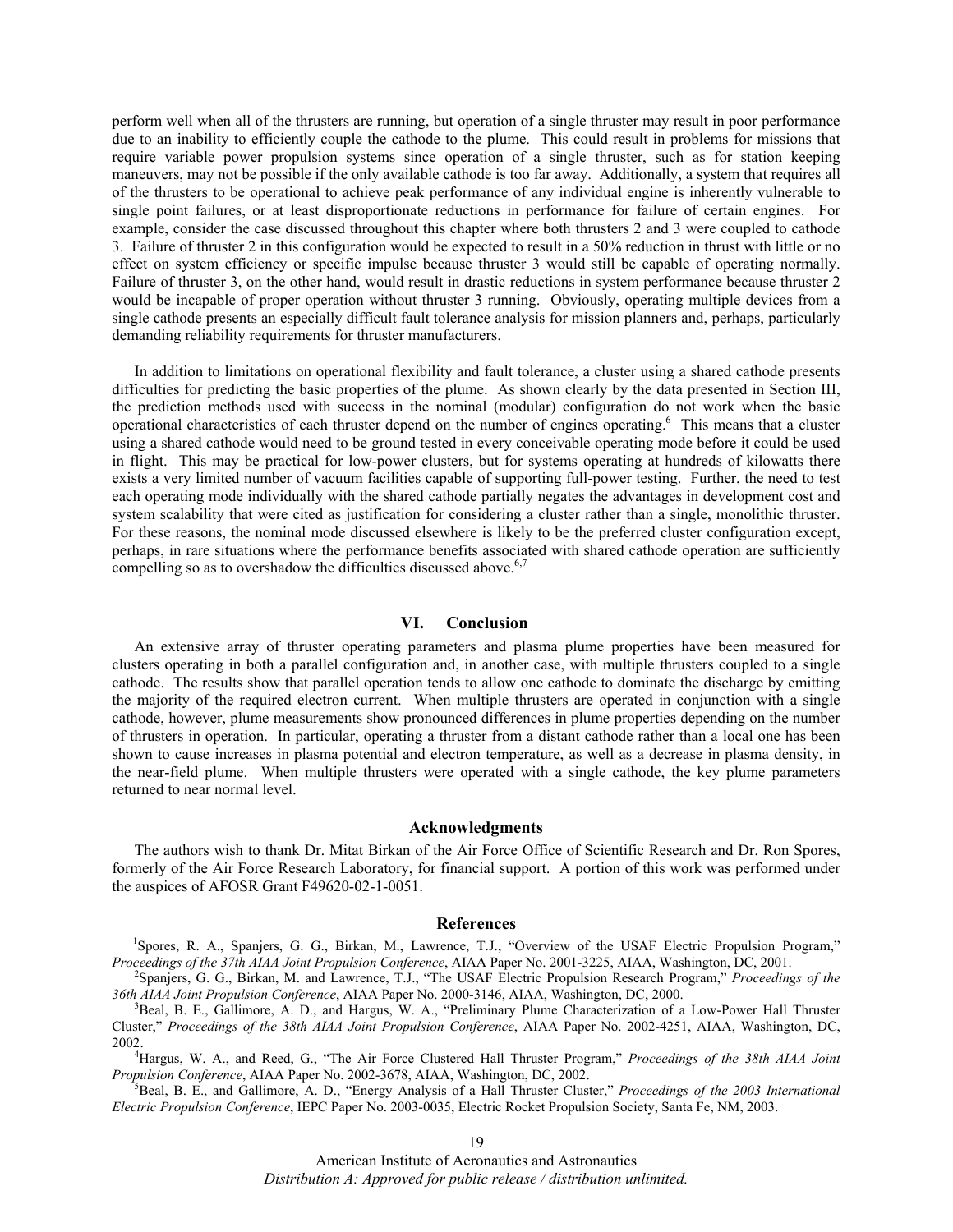perform well when all of the thrusters are running, but operation of a single thruster may result in poor performance due to an inability to efficiently couple the cathode to the plume. This could result in problems for missions that require variable power propulsion systems since operation of a single thruster, such as for station keeping maneuvers, may not be possible if the only available cathode is too far away. Additionally, a system that requires all of the thrusters to be operational to achieve peak performance of any individual engine is inherently vulnerable to single point failures, or at least disproportionate reductions in performance for failure of certain engines. For example, consider the case discussed throughout this chapter where both thrusters 2 and 3 were coupled to cathode 3. Failure of thruster 2 in this configuration would be expected to result in a 50% reduction in thrust with little or no effect on system efficiency or specific impulse because thruster 3 would still be capable of operating normally. Failure of thruster 3, on the other hand, would result in drastic reductions in system performance because thruster 2 would be incapable of proper operation without thruster 3 running. Obviously, operating multiple devices from a single cathode presents an especially difficult fault tolerance analysis for mission planners and, perhaps, particularly demanding reliability requirements for thruster manufacturers.

In addition to limitations on operational flexibility and fault tolerance, a cluster using a shared cathode presents difficulties for predicting the basic properties of the plume. As shown clearly by the data presented in Section III, the prediction methods used with success in the nominal (modular) configuration do not work when the basic operational characteristics of each thruster depend on the number of engines operating.[6] This means that a cluster using a shared cathode would need to be ground tested in every conceivable operating mode before it could be used in flight. This may be practical for low-power clusters, but for systems operating at hundreds of kilowatts there exists a very limited number of vacuum facilities capable of supporting full-power testing. Further, the need to test each operating mode individually with the shared cathode partially negates the advantages in development cost and system scalability that were cited as justification for considering a cluster rather than a single, monolithic thruster. For these reasons, the nominal mode discussed elsewhere is likely to be the preferred cluster configuration except, perhaps, in rare situations where the performance benefits associated with shared cathode operation are sufficiently compelling so as to overshadow the difficulties discussed above.[6,7]

## VI. Conclusion

An extensive array of thruster operating parameters and plasma plume properties have been measured for clusters operating in both a parallel configuration and, in another case, with multiple thrusters coupled to a single cathode. The results show that parallel operation tends to allow one cathode to dominate the discharge by emitting the majority of the required electron current. When multiple thrusters are operated in conjunction with a single cathode, however, plume measurements show pronounced differences in plume properties depending on the number of thrusters in operation. In particular, operating a thruster from a distant cathode rather than a local one has been shown to cause increases in plasma potential and electron temperature, as well as a decrease in plasma density, in the near-field plume. When multiple thrusters were operated with a single cathode, the key plume parameters returned to near normal level.

## Acknowledgments

The authors wish to thank Dr. Mitat Birkan of the Air Force Office of Scientific Research and Dr. Ron Spores, formerly of the Air Force Research Laboratory, for financial support. A portion of this work was performed under the auspices of AFOSR Grant F49620-02-1-0051.

## References

[1]Spores, R. A., Spanjers, G. G., Birkan, M., Lawrence, T.J., "Overview of the USAF Electric Propulsion Program," *Proceedings of the 37th AIAA Joint Propulsion Conference*, AIAA Paper No. 2001-3225, AIAA, Washington, DC, 2001.

[2]Spanjers, G. G., Birkan, M. and Lawrence, T.J., "The USAF Electric Propulsion Research Program," *Proceedings of the 36th AIAA Joint Propulsion Conference*, AIAA Paper No. 2000-3146, AIAA, Washington, DC, 2000.

[3]Beal, B. E., Gallimore, A. D., and Hargus, W. A., "Preliminary Plume Characterization of a Low-Power Hall Thruster Cluster," *Proceedings of the 38th AIAA Joint Propulsion Conference*, AIAA Paper No. 2002-4251, AIAA, Washington, DC, 2002.

[4]Hargus, W. A., and Reed, G., "The Air Force Clustered Hall Thruster Program," *Proceedings of the 38th AIAA Joint Propulsion Conference*, AIAA Paper No. 2002-3678, AIAA, Washington, DC, 2002.

[5]Beal, B. E., and Gallimore, A. D., "Energy Analysis of a Hall Thruster Cluster," *Proceedings of the 2003 International Electric Propulsion Conference*, IEPC Paper No. 2003-0035, Electric Rocket Propulsion Society, Santa Fe, NM, 2003.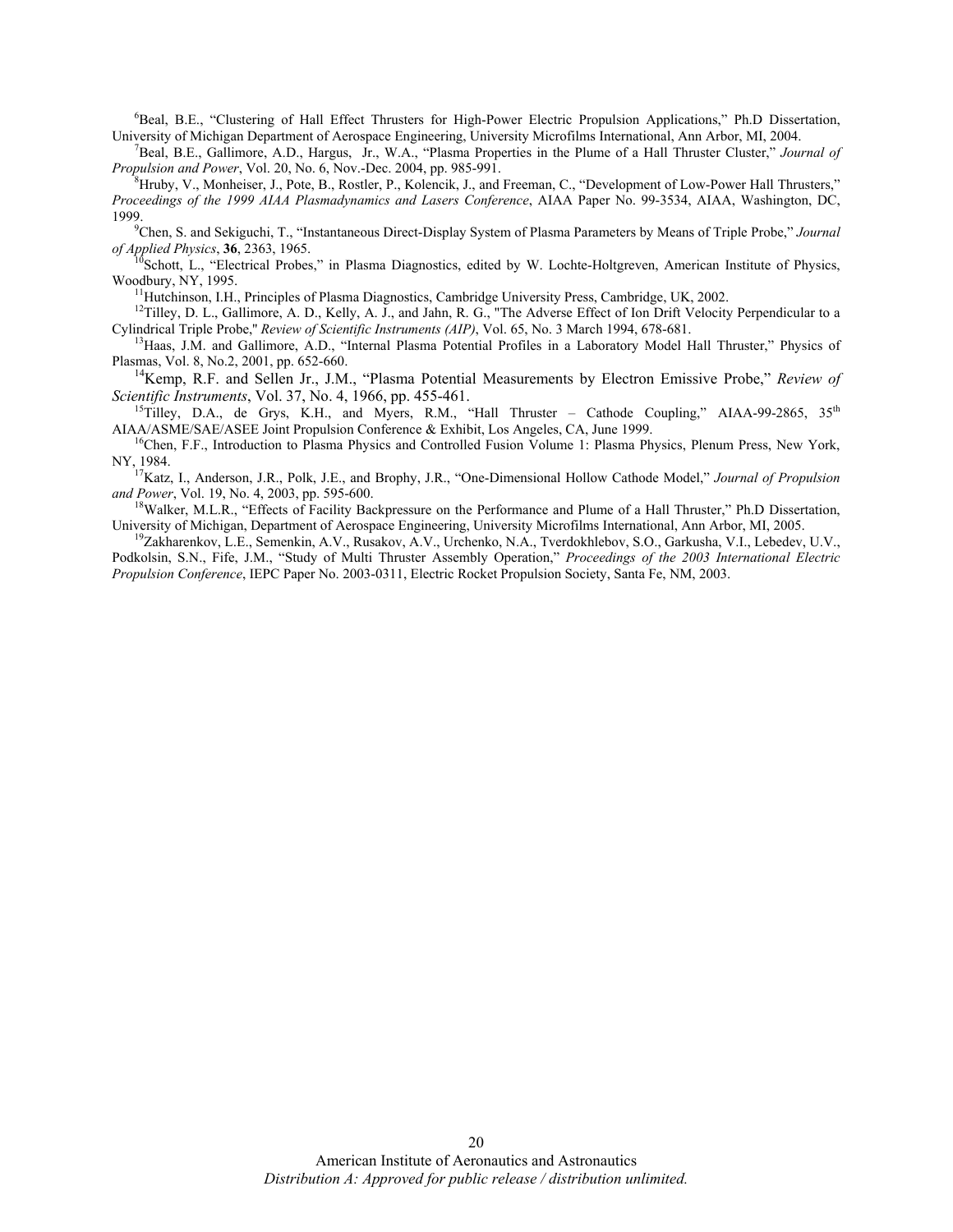[6]Beal, B.E., "Clustering of Hall Effect Thrusters for High-Power Electric Propulsion Applications," Ph.D Dissertation, University of Michigan Department of Aerospace Engineering, University Microfilms International, Ann Arbor, MI, 2004.

[7]Beal, B.E., Gallimore, A.D., Hargus, Jr., W.A., "Plasma Properties in the Plume of a Hall Thruster Cluster," *Journal of Propulsion and Power*, Vol. 20, No. 6, Nov.-Dec. 2004, pp. 985-991.

[8]Hruby, V., Monheiser, J., Pote, B., Rostler, P., Kolencik, J., and Freeman, C., "Development of Low-Power Hall Thrusters," *Proceedings of the 1999 AIAA Plasmadynamics and Lasers Conference*, AIAA Paper No. 99-3534, AIAA, Washington, DC, 1999.

[9]Chen, S. and Sekiguchi, T., "Instantaneous Direct-Display System of Plasma Parameters by Means of Triple Probe," *Journal of Applied Physics*, **36**, 2363, 1965.

[10]Schott, L., "Electrical Probes," in Plasma Diagnostics, edited by W. Lochte-Holtgreven, American Institute of Physics, Woodbury, NY, 1995.

[11]Hutchinson, I.H., Principles of Plasma Diagnostics, Cambridge University Press, Cambridge, UK, 2002.

[12]Tilley, D. L., Gallimore, A. D., Kelly, A. J., and Jahn, R. G., "The Adverse Effect of Ion Drift Velocity Perpendicular to a Cylindrical Triple Probe," *Review of Scientific Instruments (AIP)*, Vol. 65, No. 3 March 1994, 678-681.

[13]Haas, J.M. and Gallimore, A.D., "Internal Plasma Potential Profiles in a Laboratory Model Hall Thruster," Physics of Plasmas, Vol. 8, No.2, 2001, pp. 652-660.

[14]Kemp, R.F. and Sellen Jr., J.M., "Plasma Potential Measurements by Electron Emissive Probe," *Review of Scientific Instruments*, Vol. 37, No. 4, 1966, pp. 455-461.

[15]Tilley, D.A., de Grys, K.H., and Myers, R.M., "Hall Thruster – Cathode Coupling," AIAA-99-2865, 35th AIAA/ASME/SAE/ASEE Joint Propulsion Conference & Exhibit, Los Angeles, CA, June 1999.

[16]Chen, F.F., Introduction to Plasma Physics and Controlled Fusion Volume 1: Plasma Physics, Plenum Press, New York, NY, 1984.

[17]Katz, I., Anderson, J.R., Polk, J.E., and Brophy, J.R., "One-Dimensional Hollow Cathode Model," *Journal of Propulsion and Power*, Vol. 19, No. 4, 2003, pp. 595-600.

[18]Walker, M.L.R., "Effects of Facility Backpressure on the Performance and Plume of a Hall Thruster," Ph.D Dissertation, University of Michigan, Department of Aerospace Engineering, University Microfilms International, Ann Arbor, MI, 2005.

[19]Zakharenkov, L.E., Semenkin, A.V., Rusakov, A.V., Urchenko, N.A., Tverdokhlebov, S.O., Garkusha, V.I., Lebedev, U.V., Podkolsin, S.N., Fife, J.M., "Study of Multi Thruster Assembly Operation," *Proceedings of the 2003 International Electric Propulsion Conference*, IEPC Paper No. 2003-0311, Electric Rocket Propulsion Society, Santa Fe, NM, 2003.

American Institute of Aeronautics and Astronautics

*Distribution A: Approved for public release / distribution unlimited.*